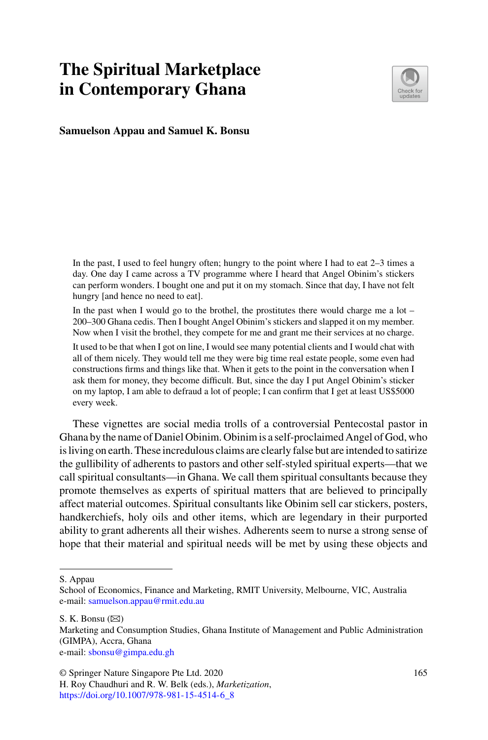# The Spiritual Marketplace in Contemporary Ghana

**Samuelson Appau and Samuel K. Bonsu**

> In the past, I used to feel hungry often; hungry to the point where I had to eat 2–3 times a day. One day I came across a TV programme where I heard that Angel Obinim's stickers can perform wonders. I bought one and put it on my stomach. Since that day, I have not felt hungry [and hence no need to eat].
>
> In the past when I would go to the brothel, the prostitutes there would charge me a lot – 200–300 Ghana cedis. Then I bought Angel Obinim's stickers and slapped it on my member. Now when I visit the brothel, they compete for me and grant me their services at no charge.
>
> It used to be that when I got on line, I would see many potential clients and I would chat with all of them nicely. They would tell me they were big time real estate people, some even had constructions firms and things like that. When it gets to the point in the conversation when I ask them for money, they become difficult. But, since the day I put Angel Obinim's sticker on my laptop, I am able to defraud a lot of people; I can confirm that I get at least US$5000 every week.

These vignettes are social media trolls of a controversial Pentecostal pastor in Ghana by the name of Daniel Obinim. Obinim is a self-proclaimed Angel of God, who is living on earth. These incredulous claims are clearly false but are intended to satirize the gullibility of adherents to pastors and other self-styled spiritual experts—that we call spiritual consultants—in Ghana. We call them spiritual consultants because they promote themselves as experts of spiritual matters that are believed to principally affect material outcomes. Spiritual consultants like Obinim sell car stickers, posters, handkerchiefs, holy oils and other items, which are legendary in their purported ability to grant adherents all their wishes. Adherents seem to nurse a strong sense of hope that their material and spiritual needs will be met by using these objects and

---

S. Appau
School of Economics, Finance and Marketing, RMIT University, Melbourne, VIC, Australia
e-mail: samuelson.appau@rmit.edu.au

S. K. Bonsu (✉)
Marketing and Consumption Studies, Ghana Institute of Management and Public Administration (GIMPA), Accra, Ghana
e-mail: sbonsu@gimpa.edu.gh

© Springer Nature Singapore Pte Ltd. 2020
H. Roy Chaudhuri and R. W. Belk (eds.), *Marketization*,
https://doi.org/10.1007/978-981-15-4514-6_8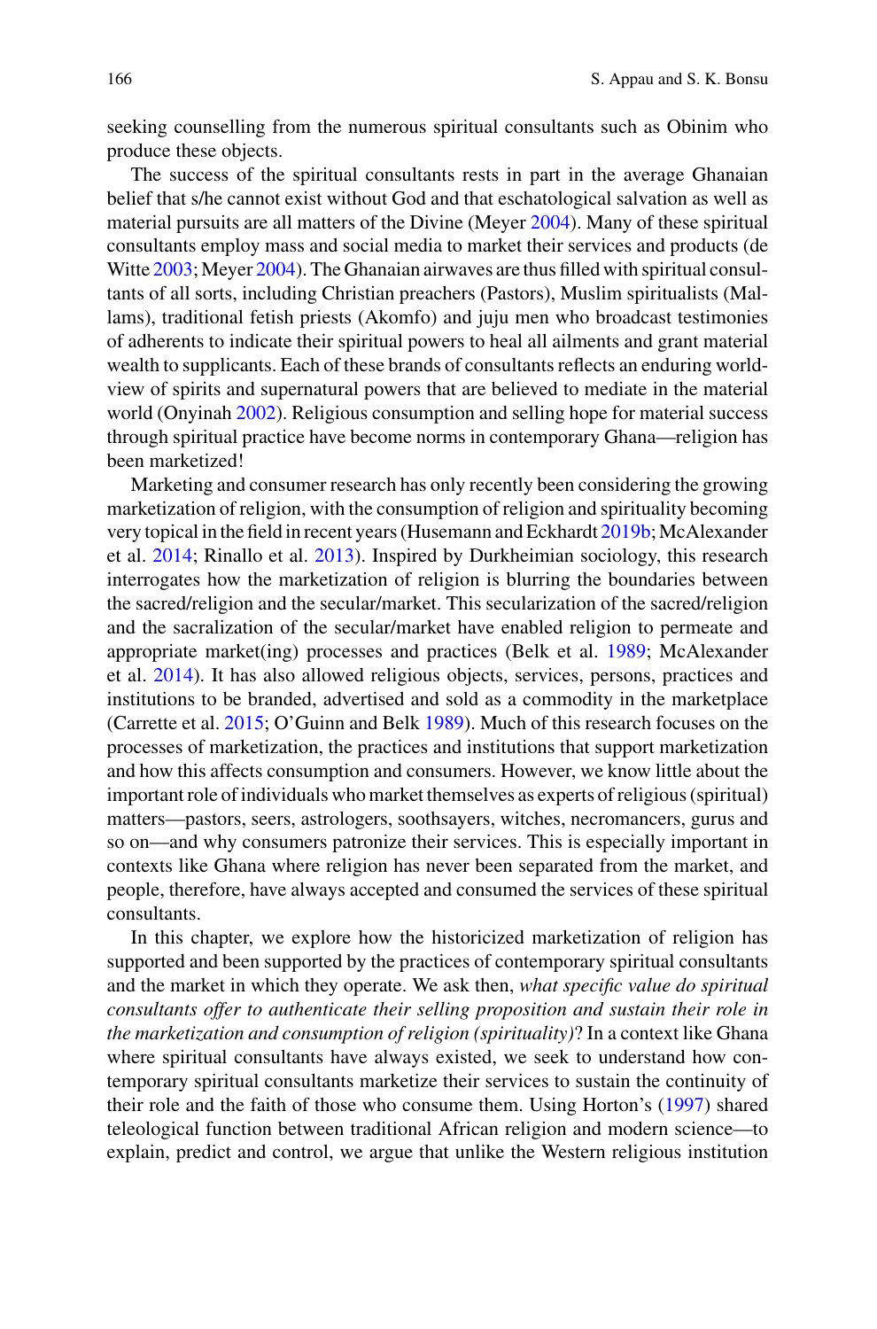seeking counselling from the numerous spiritual consultants such as Obinim who produce these objects.

The success of the spiritual consultants rests in part in the average Ghanaian belief that s/he cannot exist without God and that eschatological salvation as well as material pursuits are all matters of the Divine (Meyer 2004). Many of these spiritual consultants employ mass and social media to market their services and products (de Witte 2003; Meyer 2004). The Ghanaian airwaves are thus filled with spiritual consultants of all sorts, including Christian preachers (Pastors), Muslim spiritualists (Mallams), traditional fetish priests (Akomfo) and juju men who broadcast testimonies of adherents to indicate their spiritual powers to heal all ailments and grant material wealth to supplicants. Each of these brands of consultants reflects an enduring worldview of spirits and supernatural powers that are believed to mediate in the material world (Onyinah 2002). Religious consumption and selling hope for material success through spiritual practice have become norms in contemporary Ghana—religion has been marketized!

Marketing and consumer research has only recently been considering the growing marketization of religion, with the consumption of religion and spirituality becoming very topical in the field in recent years (Husemann and Eckhardt 2019b; McAlexander et al. 2014; Rinallo et al. 2013). Inspired by Durkheimian sociology, this research interrogates how the marketization of religion is blurring the boundaries between the sacred/religion and the secular/market. This secularization of the sacred/religion and the sacralization of the secular/market have enabled religion to permeate and appropriate market(ing) processes and practices (Belk et al. 1989; McAlexander et al. 2014). It has also allowed religious objects, services, persons, practices and institutions to be branded, advertised and sold as a commodity in the marketplace (Carrette et al. 2015; O'Guinn and Belk 1989). Much of this research focuses on the processes of marketization, the practices and institutions that support marketization and how this affects consumption and consumers. However, we know little about the important role of individuals who market themselves as experts of religious (spiritual) matters—pastors, seers, astrologers, soothsayers, witches, necromancers, gurus and so on—and why consumers patronize their services. This is especially important in contexts like Ghana where religion has never been separated from the market, and people, therefore, have always accepted and consumed the services of these spiritual consultants.

In this chapter, we explore how the historicized marketization of religion has supported and been supported by the practices of contemporary spiritual consultants and the market in which they operate. We ask then, *what specific value do spiritual consultants offer to authenticate their selling proposition and sustain their role in the marketization and consumption of religion (spirituality)*? In a context like Ghana where spiritual consultants have always existed, we seek to understand how contemporary spiritual consultants marketize their services to sustain the continuity of their role and the faith of those who consume them. Using Horton's (1997) shared teleological function between traditional African religion and modern science—to explain, predict and control, we argue that unlike the Western religious institution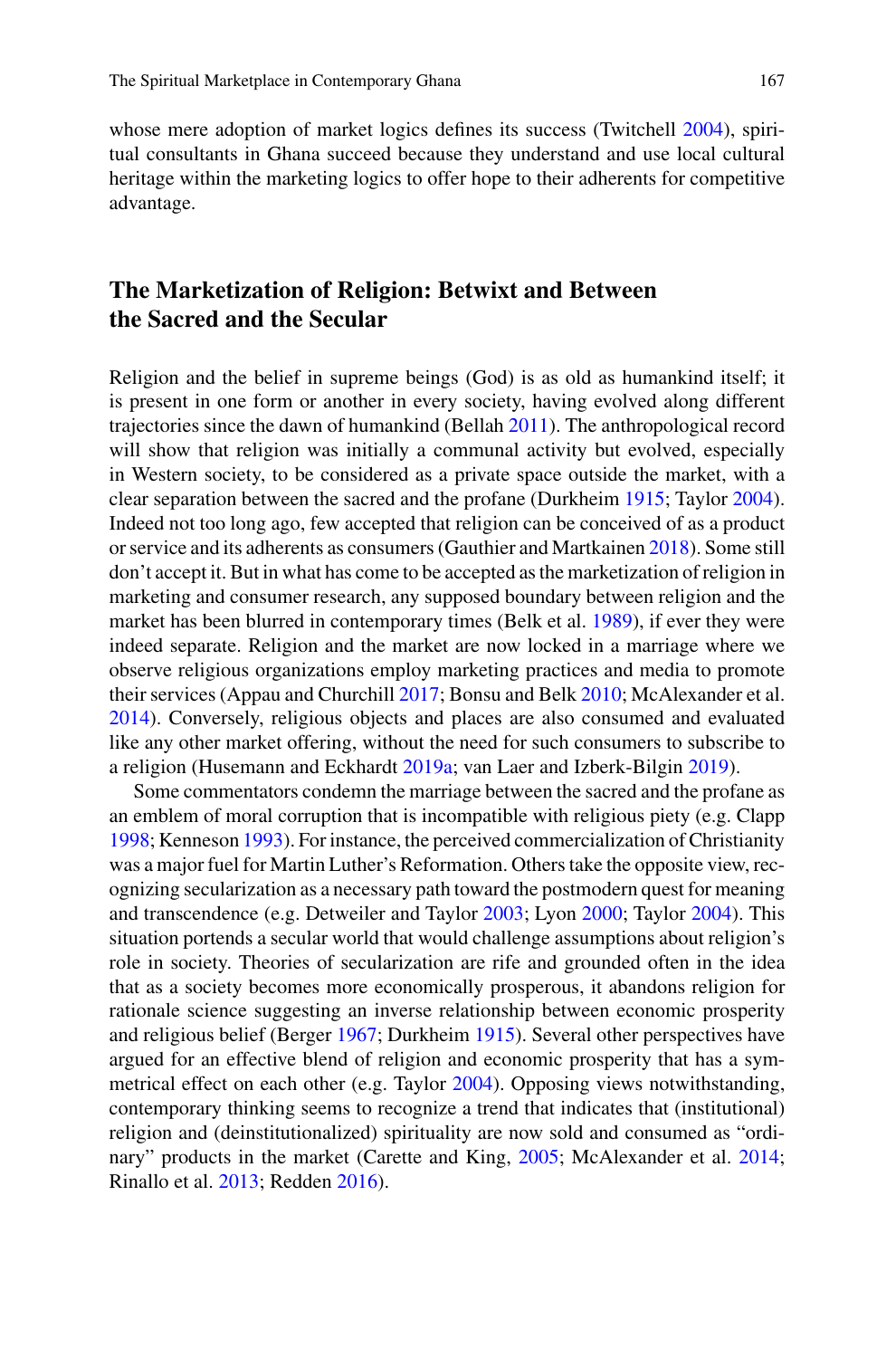whose mere adoption of market logics defines its success (Twitchell 2004), spiritual consultants in Ghana succeed because they understand and use local cultural heritage within the marketing logics to offer hope to their adherents for competitive advantage.

## The Marketization of Religion: Betwixt and Between the Sacred and the Secular

Religion and the belief in supreme beings (God) is as old as humankind itself; it is present in one form or another in every society, having evolved along different trajectories since the dawn of humankind (Bellah 2011). The anthropological record will show that religion was initially a communal activity but evolved, especially in Western society, to be considered as a private space outside the market, with a clear separation between the sacred and the profane (Durkheim 1915; Taylor 2004). Indeed not too long ago, few accepted that religion can be conceived of as a product or service and its adherents as consumers (Gauthier and Martkainen 2018). Some still don't accept it. But in what has come to be accepted as the marketization of religion in marketing and consumer research, any supposed boundary between religion and the market has been blurred in contemporary times (Belk et al. 1989), if ever they were indeed separate. Religion and the market are now locked in a marriage where we observe religious organizations employ marketing practices and media to promote their services (Appau and Churchill 2017; Bonsu and Belk 2010; McAlexander et al. 2014). Conversely, religious objects and places are also consumed and evaluated like any other market offering, without the need for such consumers to subscribe to a religion (Husemann and Eckhardt 2019a; van Laer and Izberk-Bilgin 2019).

Some commentators condemn the marriage between the sacred and the profane as an emblem of moral corruption that is incompatible with religious piety (e.g. Clapp 1998; Kenneson 1993). For instance, the perceived commercialization of Christianity was a major fuel for Martin Luther's Reformation. Others take the opposite view, recognizing secularization as a necessary path toward the postmodern quest for meaning and transcendence (e.g. Detweiler and Taylor 2003; Lyon 2000; Taylor 2004). This situation portends a secular world that would challenge assumptions about religion's role in society. Theories of secularization are rife and grounded often in the idea that as a society becomes more economically prosperous, it abandons religion for rationale science suggesting an inverse relationship between economic prosperity and religious belief (Berger 1967; Durkheim 1915). Several other perspectives have argued for an effective blend of religion and economic prosperity that has a symmetrical effect on each other (e.g. Taylor 2004). Opposing views notwithstanding, contemporary thinking seems to recognize a trend that indicates that (institutional) religion and (deinstitutionalized) spirituality are now sold and consumed as "ordinary" products in the market (Carette and King, 2005; McAlexander et al. 2014; Rinallo et al. 2013; Redden 2016).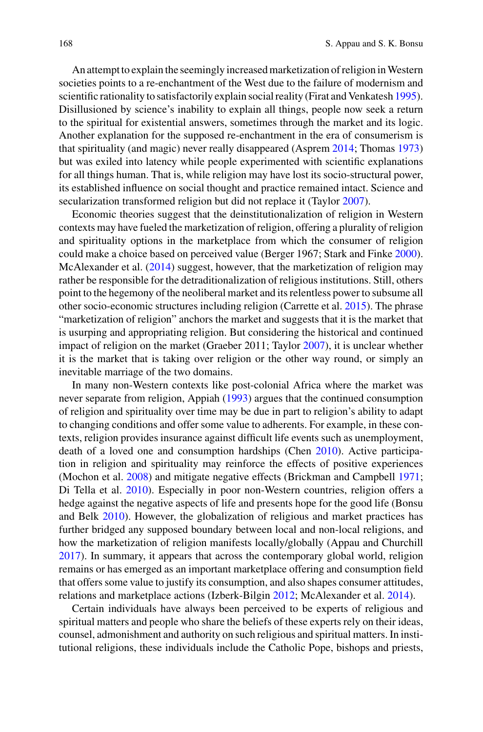An attempt to explain the seemingly increased marketization of religion in Western societies points to a re-enchantment of the West due to the failure of modernism and scientific rationality to satisfactorily explain social reality (Firat and Venkatesh 1995). Disillusioned by science's inability to explain all things, people now seek a return to the spiritual for existential answers, sometimes through the market and its logic. Another explanation for the supposed re-enchantment in the era of consumerism is that spirituality (and magic) never really disappeared (Asprem 2014; Thomas 1973) but was exiled into latency while people experimented with scientific explanations for all things human. That is, while religion may have lost its socio-structural power, its established influence on social thought and practice remained intact. Science and secularization transformed religion but did not replace it (Taylor 2007).

Economic theories suggest that the deinstitutionalization of religion in Western contexts may have fueled the marketization of religion, offering a plurality of religion and spirituality options in the marketplace from which the consumer of religion could make a choice based on perceived value (Berger 1967; Stark and Finke 2000). McAlexander et al. (2014) suggest, however, that the marketization of religion may rather be responsible for the detraditionalization of religious institutions. Still, others point to the hegemony of the neoliberal market and its relentless power to subsume all other socio-economic structures including religion (Carrette et al. 2015). The phrase "marketization of religion" anchors the market and suggests that it is the market that is usurping and appropriating religion. But considering the historical and continued impact of religion on the market (Graeber 2011; Taylor 2007), it is unclear whether it is the market that is taking over religion or the other way round, or simply an inevitable marriage of the two domains.

In many non-Western contexts like post-colonial Africa where the market was never separate from religion, Appiah (1993) argues that the continued consumption of religion and spirituality over time may be due in part to religion's ability to adapt to changing conditions and offer some value to adherents. For example, in these contexts, religion provides insurance against difficult life events such as unemployment, death of a loved one and consumption hardships (Chen 2010). Active participation in religion and spirituality may reinforce the effects of positive experiences (Mochon et al. 2008) and mitigate negative effects (Brickman and Campbell 1971; Di Tella et al. 2010). Especially in poor non-Western countries, religion offers a hedge against the negative aspects of life and presents hope for the good life (Bonsu and Belk 2010). However, the globalization of religious and market practices has further bridged any supposed boundary between local and non-local religions, and how the marketization of religion manifests locally/globally (Appau and Churchill 2017). In summary, it appears that across the contemporary global world, religion remains or has emerged as an important marketplace offering and consumption field that offers some value to justify its consumption, and also shapes consumer attitudes, relations and marketplace actions (Izberk-Bilgin 2012; McAlexander et al. 2014).

Certain individuals have always been perceived to be experts of religious and spiritual matters and people who share the beliefs of these experts rely on their ideas, counsel, admonishment and authority on such religious and spiritual matters. In institutional religions, these individuals include the Catholic Pope, bishops and priests,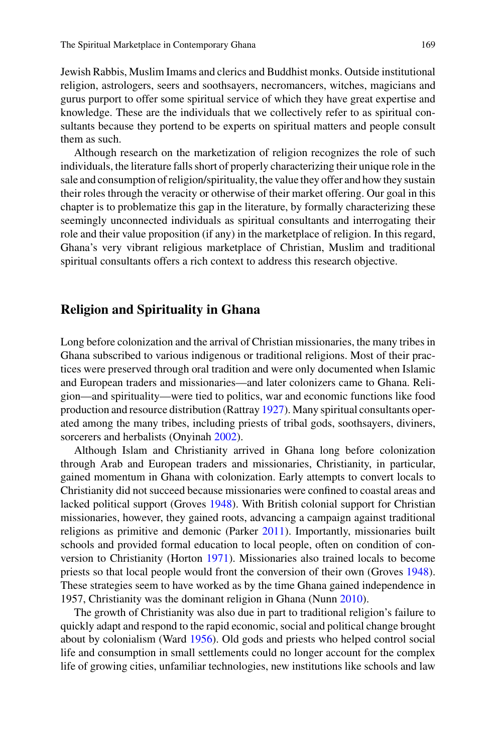Jewish Rabbis, Muslim Imams and clerics and Buddhist monks. Outside institutional religion, astrologers, seers and soothsayers, necromancers, witches, magicians and gurus purport to offer some spiritual service of which they have great expertise and knowledge. These are the individuals that we collectively refer to as spiritual consultants because they portend to be experts on spiritual matters and people consult them as such.

Although research on the marketization of religion recognizes the role of such individuals, the literature falls short of properly characterizing their unique role in the sale and consumption of religion/spirituality, the value they offer and how they sustain their roles through the veracity or otherwise of their market offering. Our goal in this chapter is to problematize this gap in the literature, by formally characterizing these seemingly unconnected individuals as spiritual consultants and interrogating their role and their value proposition (if any) in the marketplace of religion. In this regard, Ghana's very vibrant religious marketplace of Christian, Muslim and traditional spiritual consultants offers a rich context to address this research objective.

## Religion and Spirituality in Ghana

Long before colonization and the arrival of Christian missionaries, the many tribes in Ghana subscribed to various indigenous or traditional religions. Most of their practices were preserved through oral tradition and were only documented when Islamic and European traders and missionaries—and later colonizers came to Ghana. Religion—and spirituality—were tied to politics, war and economic functions like food production and resource distribution (Rattray 1927). Many spiritual consultants operated among the many tribes, including priests of tribal gods, soothsayers, diviners, sorcerers and herbalists (Onyinah 2002).

Although Islam and Christianity arrived in Ghana long before colonization through Arab and European traders and missionaries, Christianity, in particular, gained momentum in Ghana with colonization. Early attempts to convert locals to Christianity did not succeed because missionaries were confined to coastal areas and lacked political support (Groves 1948). With British colonial support for Christian missionaries, however, they gained roots, advancing a campaign against traditional religions as primitive and demonic (Parker 2011). Importantly, missionaries built schools and provided formal education to local people, often on condition of conversion to Christianity (Horton 1971). Missionaries also trained locals to become priests so that local people would front the conversion of their own (Groves 1948). These strategies seem to have worked as by the time Ghana gained independence in 1957, Christianity was the dominant religion in Ghana (Nunn 2010).

The growth of Christianity was also due in part to traditional religion's failure to quickly adapt and respond to the rapid economic, social and political change brought about by colonialism (Ward 1956). Old gods and priests who helped control social life and consumption in small settlements could no longer account for the complex life of growing cities, unfamiliar technologies, new institutions like schools and law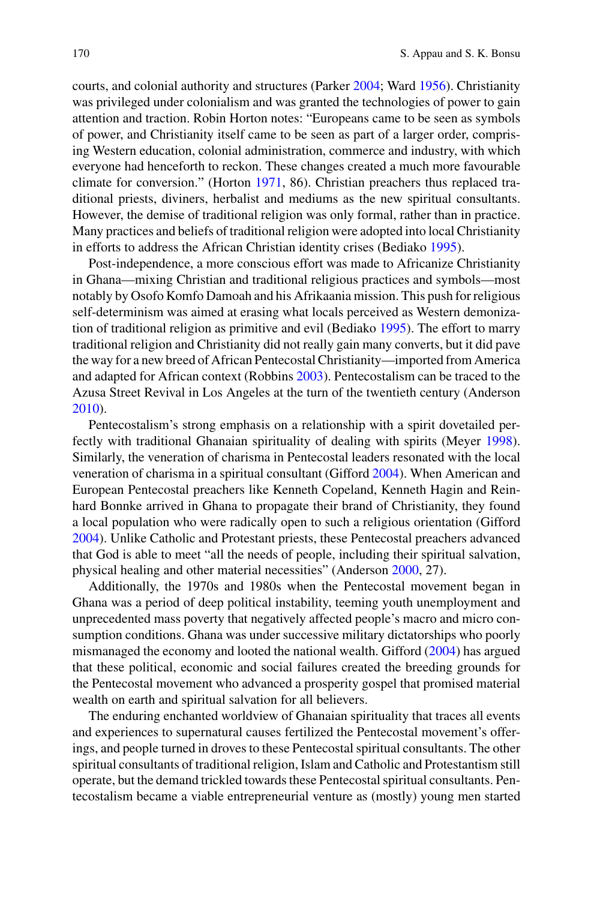courts, and colonial authority and structures (Parker 2004; Ward 1956). Christianity was privileged under colonialism and was granted the technologies of power to gain attention and traction. Robin Horton notes: "Europeans came to be seen as symbols of power, and Christianity itself came to be seen as part of a larger order, comprising Western education, colonial administration, commerce and industry, with which everyone had henceforth to reckon. These changes created a much more favourable climate for conversion." (Horton 1971, 86). Christian preachers thus replaced traditional priests, diviners, herbalist and mediums as the new spiritual consultants. However, the demise of traditional religion was only formal, rather than in practice. Many practices and beliefs of traditional religion were adopted into local Christianity in efforts to address the African Christian identity crises (Bediako 1995).

Post-independence, a more conscious effort was made to Africanize Christianity in Ghana—mixing Christian and traditional religious practices and symbols—most notably by Osofo Komfo Damoah and his Afrikaania mission. This push for religious self-determinism was aimed at erasing what locals perceived as Western demonization of traditional religion as primitive and evil (Bediako 1995). The effort to marry traditional religion and Christianity did not really gain many converts, but it did pave the way for a new breed of African Pentecostal Christianity—imported from America and adapted for African context (Robbins 2003). Pentecostalism can be traced to the Azusa Street Revival in Los Angeles at the turn of the twentieth century (Anderson 2010).

Pentecostalism's strong emphasis on a relationship with a spirit dovetailed perfectly with traditional Ghanaian spirituality of dealing with spirits (Meyer 1998). Similarly, the veneration of charisma in Pentecostal leaders resonated with the local veneration of charisma in a spiritual consultant (Gifford 2004). When American and European Pentecostal preachers like Kenneth Copeland, Kenneth Hagin and Reinhard Bonnke arrived in Ghana to propagate their brand of Christianity, they found a local population who were radically open to such a religious orientation (Gifford 2004). Unlike Catholic and Protestant priests, these Pentecostal preachers advanced that God is able to meet "all the needs of people, including their spiritual salvation, physical healing and other material necessities" (Anderson 2000, 27).

Additionally, the 1970s and 1980s when the Pentecostal movement began in Ghana was a period of deep political instability, teeming youth unemployment and unprecedented mass poverty that negatively affected people's macro and micro consumption conditions. Ghana was under successive military dictatorships who poorly mismanaged the economy and looted the national wealth. Gifford (2004) has argued that these political, economic and social failures created the breeding grounds for the Pentecostal movement who advanced a prosperity gospel that promised material wealth on earth and spiritual salvation for all believers.

The enduring enchanted worldview of Ghanaian spirituality that traces all events and experiences to supernatural causes fertilized the Pentecostal movement's offerings, and people turned in droves to these Pentecostal spiritual consultants. The other spiritual consultants of traditional religion, Islam and Catholic and Protestantism still operate, but the demand trickled towards these Pentecostal spiritual consultants. Pentecostalism became a viable entrepreneurial venture as (mostly) young men started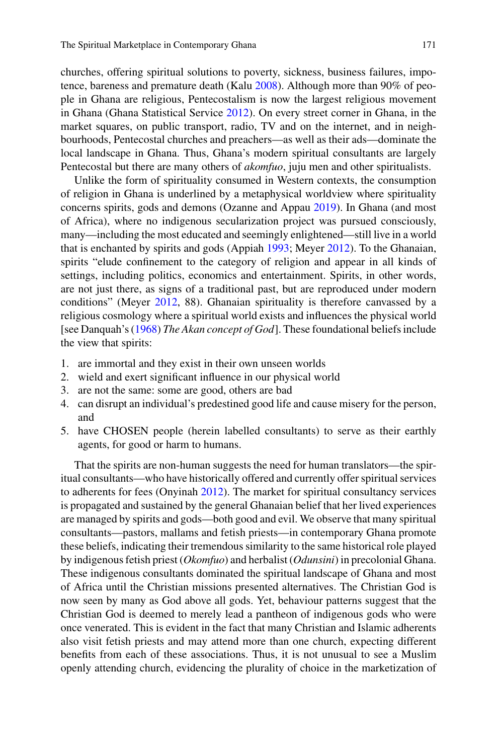churches, offering spiritual solutions to poverty, sickness, business failures, impotence, bareness and premature death (Kalu 2008). Although more than 90% of people in Ghana are religious, Pentecostalism is now the largest religious movement in Ghana (Ghana Statistical Service 2012). On every street corner in Ghana, in the market squares, on public transport, radio, TV and on the internet, and in neighbourhoods, Pentecostal churches and preachers—as well as their ads—dominate the local landscape in Ghana. Thus, Ghana's modern spiritual consultants are largely Pentecostal but there are many others of *akomfuo*, juju men and other spiritualists.

Unlike the form of spirituality consumed in Western contexts, the consumption of religion in Ghana is underlined by a metaphysical worldview where spirituality concerns spirits, gods and demons (Ozanne and Appau 2019). In Ghana (and most of Africa), where no indigenous secularization project was pursued consciously, many—including the most educated and seemingly enlightened—still live in a world that is enchanted by spirits and gods (Appiah 1993; Meyer 2012). To the Ghanaian, spirits "elude confinement to the category of religion and appear in all kinds of settings, including politics, economics and entertainment. Spirits, in other words, are not just there, as signs of a traditional past, but are reproduced under modern conditions" (Meyer 2012, 88). Ghanaian spirituality is therefore canvassed by a religious cosmology where a spiritual world exists and influences the physical world [see Danquah's (1968) *The Akan concept of God*]. These foundational beliefs include the view that spirits:

1. are immortal and they exist in their own unseen worlds
2. wield and exert significant influence in our physical world
3. are not the same: some are good, others are bad
4. can disrupt an individual's predestined good life and cause misery for the person, and
5. have CHOSEN people (herein labelled consultants) to serve as their earthly agents, for good or harm to humans.

That the spirits are non-human suggests the need for human translators—the spiritual consultants—who have historically offered and currently offer spiritual services to adherents for fees (Onyinah 2012). The market for spiritual consultancy services is propagated and sustained by the general Ghanaian belief that her lived experiences are managed by spirits and gods—both good and evil. We observe that many spiritual consultants—pastors, mallams and fetish priests—in contemporary Ghana promote these beliefs, indicating their tremendous similarity to the same historical role played by indigenous fetish priest (*Okomfuo*) and herbalist (*Odunsini*) in precolonial Ghana. These indigenous consultants dominated the spiritual landscape of Ghana and most of Africa until the Christian missions presented alternatives. The Christian God is now seen by many as God above all gods. Yet, behaviour patterns suggest that the Christian God is deemed to merely lead a pantheon of indigenous gods who were once venerated. This is evident in the fact that many Christian and Islamic adherents also visit fetish priests and may attend more than one church, expecting different benefits from each of these associations. Thus, it is not unusual to see a Muslim openly attending church, evidencing the plurality of choice in the marketization of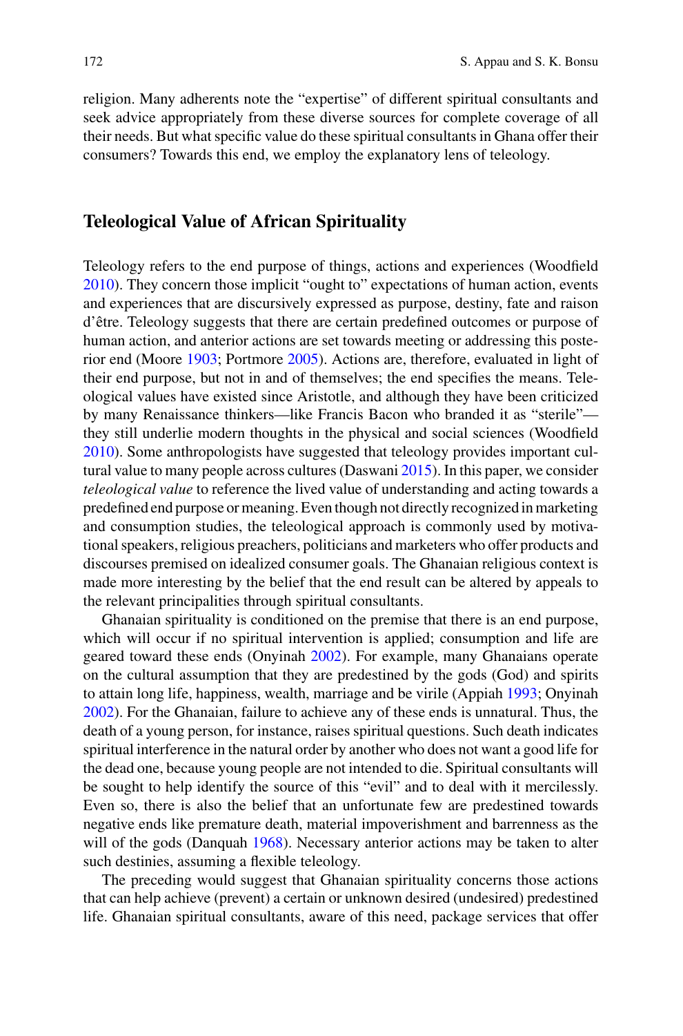religion. Many adherents note the "expertise" of different spiritual consultants and seek advice appropriately from these diverse sources for complete coverage of all their needs. But what specific value do these spiritual consultants in Ghana offer their consumers? Towards this end, we employ the explanatory lens of teleology.

## Teleological Value of African Spirituality

Teleology refers to the end purpose of things, actions and experiences (Woodfield 2010). They concern those implicit "ought to" expectations of human action, events and experiences that are discursively expressed as purpose, destiny, fate and raison d'être. Teleology suggests that there are certain predefined outcomes or purpose of human action, and anterior actions are set towards meeting or addressing this posterior end (Moore 1903; Portmore 2005). Actions are, therefore, evaluated in light of their end purpose, but not in and of themselves; the end specifies the means. Teleological values have existed since Aristotle, and although they have been criticized by many Renaissance thinkers—like Francis Bacon who branded it as "sterile"—they still underlie modern thoughts in the physical and social sciences (Woodfield 2010). Some anthropologists have suggested that teleology provides important cultural value to many people across cultures (Daswani 2015). In this paper, we consider *teleological value* to reference the lived value of understanding and acting towards a predefined end purpose or meaning. Even though not directly recognized in marketing and consumption studies, the teleological approach is commonly used by motivational speakers, religious preachers, politicians and marketers who offer products and discourses premised on idealized consumer goals. The Ghanaian religious context is made more interesting by the belief that the end result can be altered by appeals to the relevant principalities through spiritual consultants.

Ghanaian spirituality is conditioned on the premise that there is an end purpose, which will occur if no spiritual intervention is applied; consumption and life are geared toward these ends (Onyinah 2002). For example, many Ghanaians operate on the cultural assumption that they are predestined by the gods (God) and spirits to attain long life, happiness, wealth, marriage and be virile (Appiah 1993; Onyinah 2002). For the Ghanaian, failure to achieve any of these ends is unnatural. Thus, the death of a young person, for instance, raises spiritual questions. Such death indicates spiritual interference in the natural order by another who does not want a good life for the dead one, because young people are not intended to die. Spiritual consultants will be sought to help identify the source of this "evil" and to deal with it mercilessly. Even so, there is also the belief that an unfortunate few are predestined towards negative ends like premature death, material impoverishment and barrenness as the will of the gods (Danquah 1968). Necessary anterior actions may be taken to alter such destinies, assuming a flexible teleology.

The preceding would suggest that Ghanaian spirituality concerns those actions that can help achieve (prevent) a certain or unknown desired (undesired) predestined life. Ghanaian spiritual consultants, aware of this need, package services that offer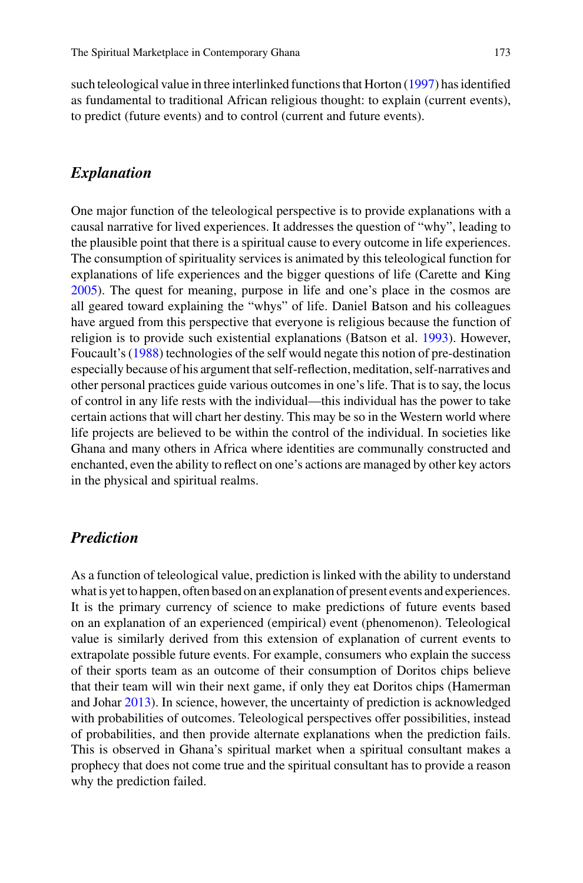such teleological value in three interlinked functions that Horton (1997) has identified as fundamental to traditional African religious thought: to explain (current events), to predict (future events) and to control (current and future events).

## *Explanation*

One major function of the teleological perspective is to provide explanations with a causal narrative for lived experiences. It addresses the question of "why", leading to the plausible point that there is a spiritual cause to every outcome in life experiences. The consumption of spirituality services is animated by this teleological function for explanations of life experiences and the bigger questions of life (Carette and King 2005). The quest for meaning, purpose in life and one's place in the cosmos are all geared toward explaining the "whys" of life. Daniel Batson and his colleagues have argued from this perspective that everyone is religious because the function of religion is to provide such existential explanations (Batson et al. 1993). However, Foucault's (1988) technologies of the self would negate this notion of pre-destination especially because of his argument that self-reflection, meditation, self-narratives and other personal practices guide various outcomes in one's life. That is to say, the locus of control in any life rests with the individual—this individual has the power to take certain actions that will chart her destiny. This may be so in the Western world where life projects are believed to be within the control of the individual. In societies like Ghana and many others in Africa where identities are communally constructed and enchanted, even the ability to reflect on one's actions are managed by other key actors in the physical and spiritual realms.

## *Prediction*

As a function of teleological value, prediction is linked with the ability to understand what is yet to happen, often based on an explanation of present events and experiences. It is the primary currency of science to make predictions of future events based on an explanation of an experienced (empirical) event (phenomenon). Teleological value is similarly derived from this extension of explanation of current events to extrapolate possible future events. For example, consumers who explain the success of their sports team as an outcome of their consumption of Doritos chips believe that their team will win their next game, if only they eat Doritos chips (Hamerman and Johar 2013). In science, however, the uncertainty of prediction is acknowledged with probabilities of outcomes. Teleological perspectives offer possibilities, instead of probabilities, and then provide alternate explanations when the prediction fails. This is observed in Ghana's spiritual market when a spiritual consultant makes a prophecy that does not come true and the spiritual consultant has to provide a reason why the prediction failed.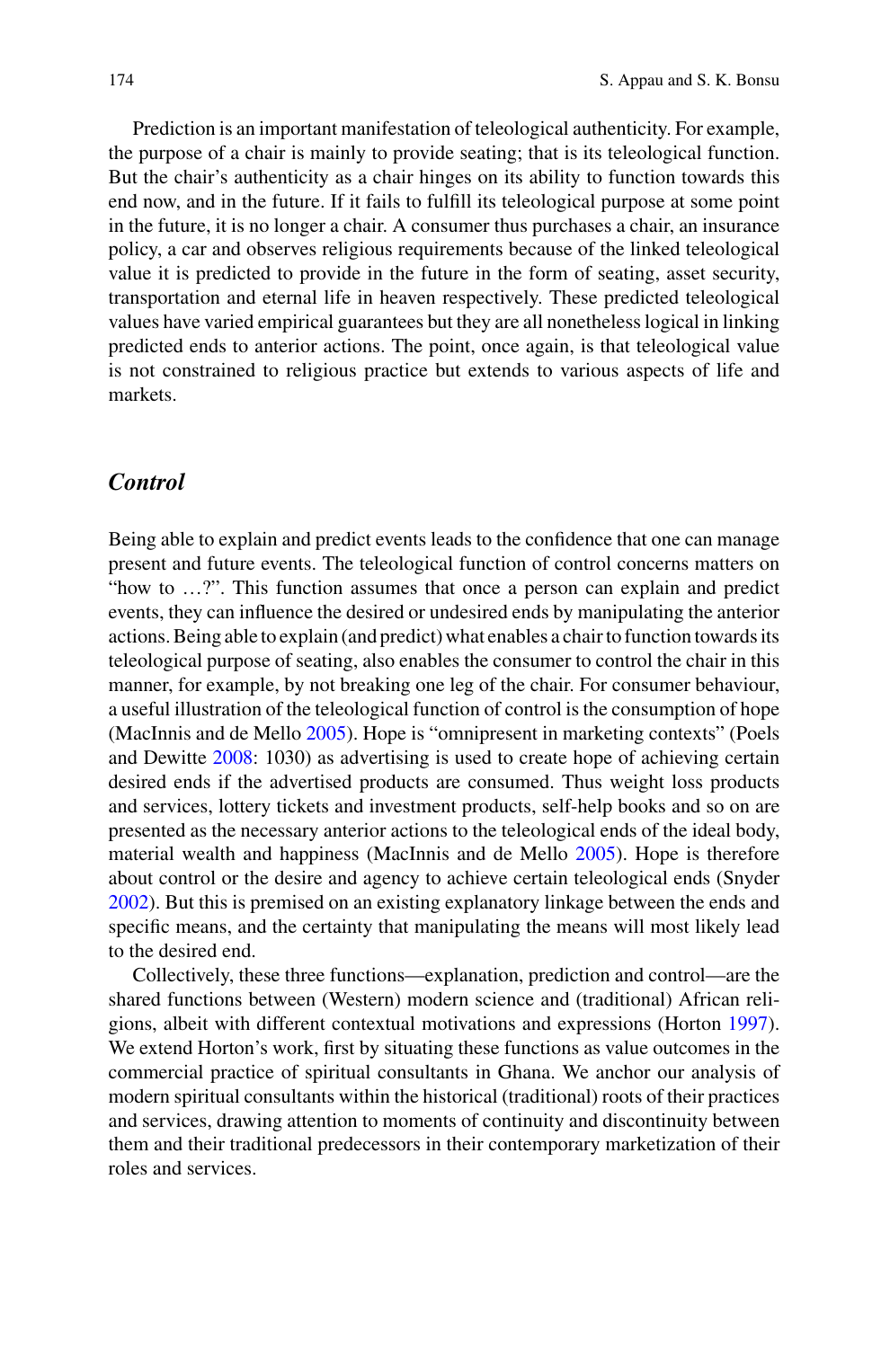Prediction is an important manifestation of teleological authenticity. For example, the purpose of a chair is mainly to provide seating; that is its teleological function. But the chair's authenticity as a chair hinges on its ability to function towards this end now, and in the future. If it fails to fulfill its teleological purpose at some point in the future, it is no longer a chair. A consumer thus purchases a chair, an insurance policy, a car and observes religious requirements because of the linked teleological value it is predicted to provide in the future in the form of seating, asset security, transportation and eternal life in heaven respectively. These predicted teleological values have varied empirical guarantees but they are all nonetheless logical in linking predicted ends to anterior actions. The point, once again, is that teleological value is not constrained to religious practice but extends to various aspects of life and markets.

### *Control*

Being able to explain and predict events leads to the confidence that one can manage present and future events. The teleological function of control concerns matters on "how to …?". This function assumes that once a person can explain and predict events, they can influence the desired or undesired ends by manipulating the anterior actions. Being able to explain (and predict) what enables a chair to function towards its teleological purpose of seating, also enables the consumer to control the chair in this manner, for example, by not breaking one leg of the chair. For consumer behaviour, a useful illustration of the teleological function of control is the consumption of hope (MacInnis and de Mello 2005). Hope is "omnipresent in marketing contexts" (Poels and Dewitte 2008: 1030) as advertising is used to create hope of achieving certain desired ends if the advertised products are consumed. Thus weight loss products and services, lottery tickets and investment products, self-help books and so on are presented as the necessary anterior actions to the teleological ends of the ideal body, material wealth and happiness (MacInnis and de Mello 2005). Hope is therefore about control or the desire and agency to achieve certain teleological ends (Snyder 2002). But this is premised on an existing explanatory linkage between the ends and specific means, and the certainty that manipulating the means will most likely lead to the desired end.

Collectively, these three functions—explanation, prediction and control—are the shared functions between (Western) modern science and (traditional) African religions, albeit with different contextual motivations and expressions (Horton 1997). We extend Horton's work, first by situating these functions as value outcomes in the commercial practice of spiritual consultants in Ghana. We anchor our analysis of modern spiritual consultants within the historical (traditional) roots of their practices and services, drawing attention to moments of continuity and discontinuity between them and their traditional predecessors in their contemporary marketization of their roles and services.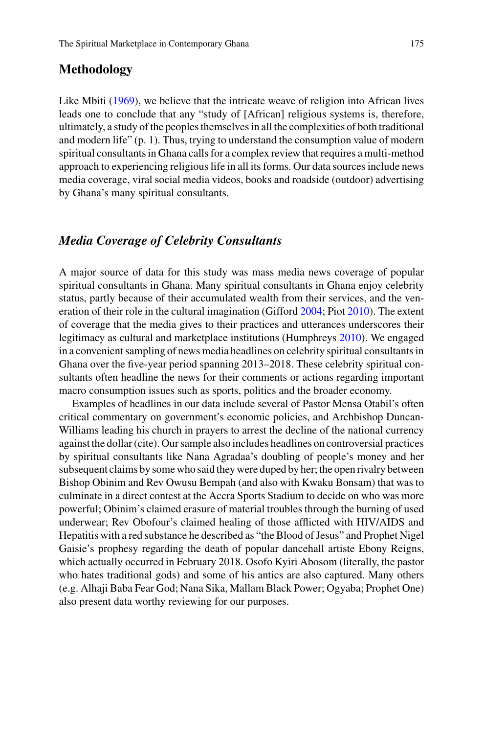## Methodology

Like Mbiti (1969), we believe that the intricate weave of religion into African lives leads one to conclude that any "study of [African] religious systems is, therefore, ultimately, a study of the peoples themselves in all the complexities of both traditional and modern life" (p. 1). Thus, trying to understand the consumption value of modern spiritual consultants in Ghana calls for a complex review that requires a multi-method approach to experiencing religious life in all its forms. Our data sources include news media coverage, viral social media videos, books and roadside (outdoor) advertising by Ghana's many spiritual consultants.

### *Media Coverage of Celebrity Consultants*

A major source of data for this study was mass media news coverage of popular spiritual consultants in Ghana. Many spiritual consultants in Ghana enjoy celebrity status, partly because of their accumulated wealth from their services, and the veneration of their role in the cultural imagination (Gifford 2004; Piot 2010). The extent of coverage that the media gives to their practices and utterances underscores their legitimacy as cultural and marketplace institutions (Humphreys 2010). We engaged in a convenient sampling of news media headlines on celebrity spiritual consultants in Ghana over the five-year period spanning 2013–2018. These celebrity spiritual consultants often headline the news for their comments or actions regarding important macro consumption issues such as sports, politics and the broader economy.

Examples of headlines in our data include several of Pastor Mensa Otabil's often critical commentary on government's economic policies, and Archbishop Duncan-Williams leading his church in prayers to arrest the decline of the national currency against the dollar (cite). Our sample also includes headlines on controversial practices by spiritual consultants like Nana Agradaa's doubling of people's money and her subsequent claims by some who said they were duped by her; the open rivalry between Bishop Obinim and Rev Owusu Bempah (and also with Kwaku Bonsam) that was to culminate in a direct contest at the Accra Sports Stadium to decide on who was more powerful; Obinim's claimed erasure of material troubles through the burning of used underwear; Rev Obofour's claimed healing of those afflicted with HIV/AIDS and Hepatitis with a red substance he described as "the Blood of Jesus" and Prophet Nigel Gaisie's prophesy regarding the death of popular dancehall artiste Ebony Reigns, which actually occurred in February 2018. Osofo Kyiri Abosom (literally, the pastor who hates traditional gods) and some of his antics are also captured. Many others (e.g. Alhaji Baba Fear God; Nana Sika, Mallam Black Power; Ogyaba; Prophet One) also present data worthy reviewing for our purposes.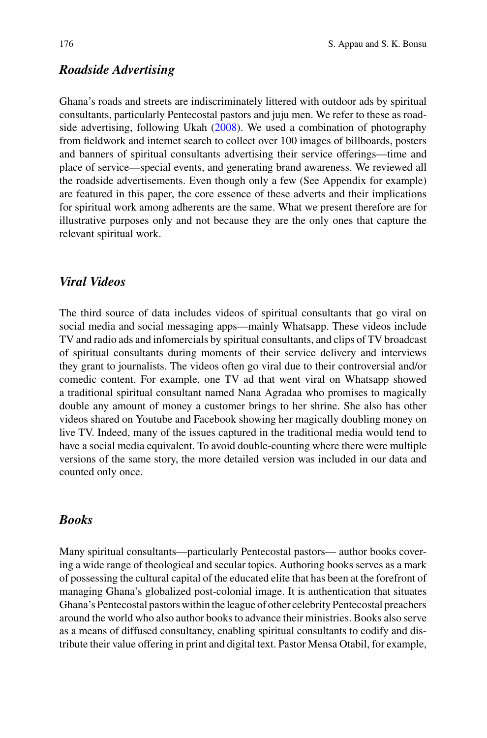### *Roadside Advertising*

Ghana's roads and streets are indiscriminately littered with outdoor ads by spiritual consultants, particularly Pentecostal pastors and juju men. We refer to these as roadside advertising, following Ukah (2008). We used a combination of photography from fieldwork and internet search to collect over 100 images of billboards, posters and banners of spiritual consultants advertising their service offerings—time and place of service—special events, and generating brand awareness. We reviewed all the roadside advertisements. Even though only a few (See Appendix for example) are featured in this paper, the core essence of these adverts and their implications for spiritual work among adherents are the same. What we present therefore are for illustrative purposes only and not because they are the only ones that capture the relevant spiritual work.

### *Viral Videos*

The third source of data includes videos of spiritual consultants that go viral on social media and social messaging apps—mainly Whatsapp. These videos include TV and radio ads and infomercials by spiritual consultants, and clips of TV broadcast of spiritual consultants during moments of their service delivery and interviews they grant to journalists. The videos often go viral due to their controversial and/or comedic content. For example, one TV ad that went viral on Whatsapp showed a traditional spiritual consultant named Nana Agradaa who promises to magically double any amount of money a customer brings to her shrine. She also has other videos shared on Youtube and Facebook showing her magically doubling money on live TV. Indeed, many of the issues captured in the traditional media would tend to have a social media equivalent. To avoid double-counting where there were multiple versions of the same story, the more detailed version was included in our data and counted only once.

### *Books*

Many spiritual consultants—particularly Pentecostal pastors— author books covering a wide range of theological and secular topics. Authoring books serves as a mark of possessing the cultural capital of the educated elite that has been at the forefront of managing Ghana's globalized post-colonial image. It is authentication that situates Ghana's Pentecostal pastors within the league of other celebrity Pentecostal preachers around the world who also author books to advance their ministries. Books also serve as a means of diffused consultancy, enabling spiritual consultants to codify and distribute their value offering in print and digital text. Pastor Mensa Otabil, for example,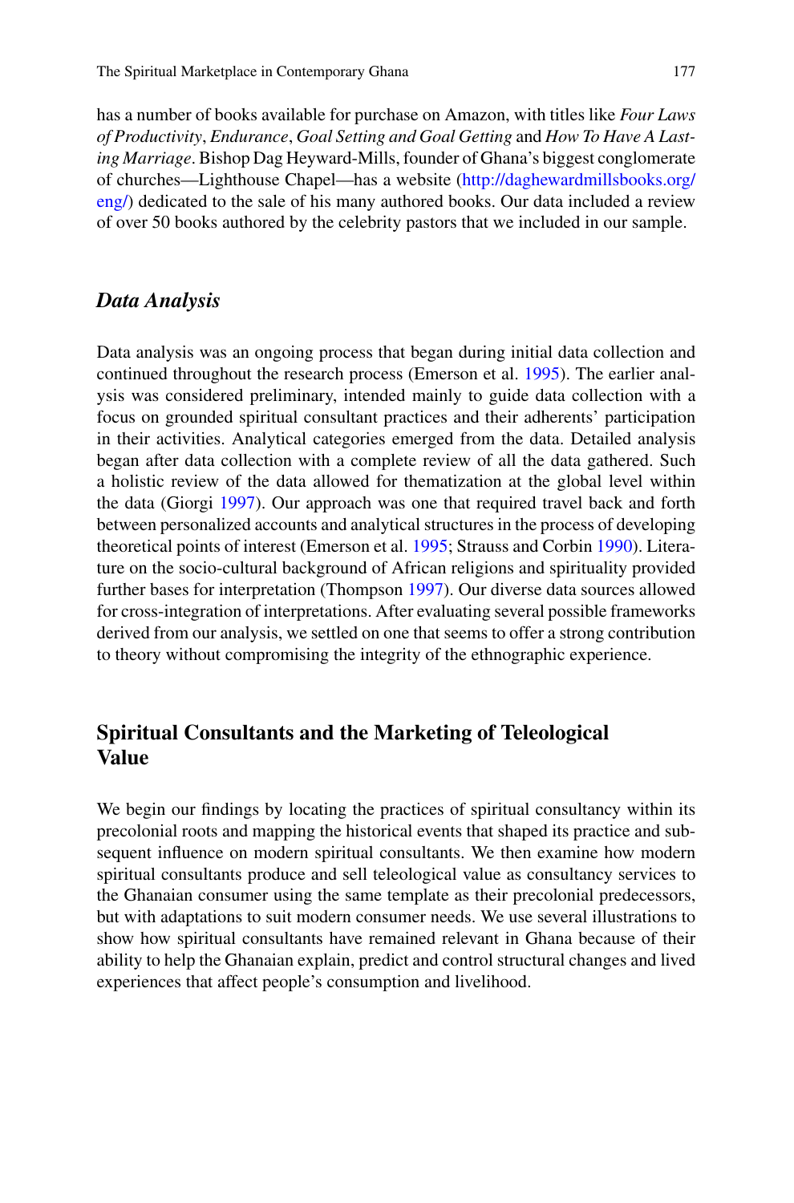has a number of books available for purchase on Amazon, with titles like *Four Laws of Productivity*, *Endurance*, *Goal Setting and Goal Getting* and *How To Have A Lasting Marriage*. Bishop Dag Heyward-Mills, founder of Ghana's biggest conglomerate of churches—Lighthouse Chapel—has a website (http://daghewardmillsbooks.org/eng/) dedicated to the sale of his many authored books. Our data included a review of over 50 books authored by the celebrity pastors that we included in our sample.

### *Data Analysis*

Data analysis was an ongoing process that began during initial data collection and continued throughout the research process (Emerson et al. 1995). The earlier analysis was considered preliminary, intended mainly to guide data collection with a focus on grounded spiritual consultant practices and their adherents' participation in their activities. Analytical categories emerged from the data. Detailed analysis began after data collection with a complete review of all the data gathered. Such a holistic review of the data allowed for thematization at the global level within the data (Giorgi 1997). Our approach was one that required travel back and forth between personalized accounts and analytical structures in the process of developing theoretical points of interest (Emerson et al. 1995; Strauss and Corbin 1990). Literature on the socio-cultural background of African religions and spirituality provided further bases for interpretation (Thompson 1997). Our diverse data sources allowed for cross-integration of interpretations. After evaluating several possible frameworks derived from our analysis, we settled on one that seems to offer a strong contribution to theory without compromising the integrity of the ethnographic experience.

## Spiritual Consultants and the Marketing of Teleological Value

We begin our findings by locating the practices of spiritual consultancy within its precolonial roots and mapping the historical events that shaped its practice and subsequent influence on modern spiritual consultants. We then examine how modern spiritual consultants produce and sell teleological value as consultancy services to the Ghanaian consumer using the same template as their precolonial predecessors, but with adaptations to suit modern consumer needs. We use several illustrations to show how spiritual consultants have remained relevant in Ghana because of their ability to help the Ghanaian explain, predict and control structural changes and lived experiences that affect people's consumption and livelihood.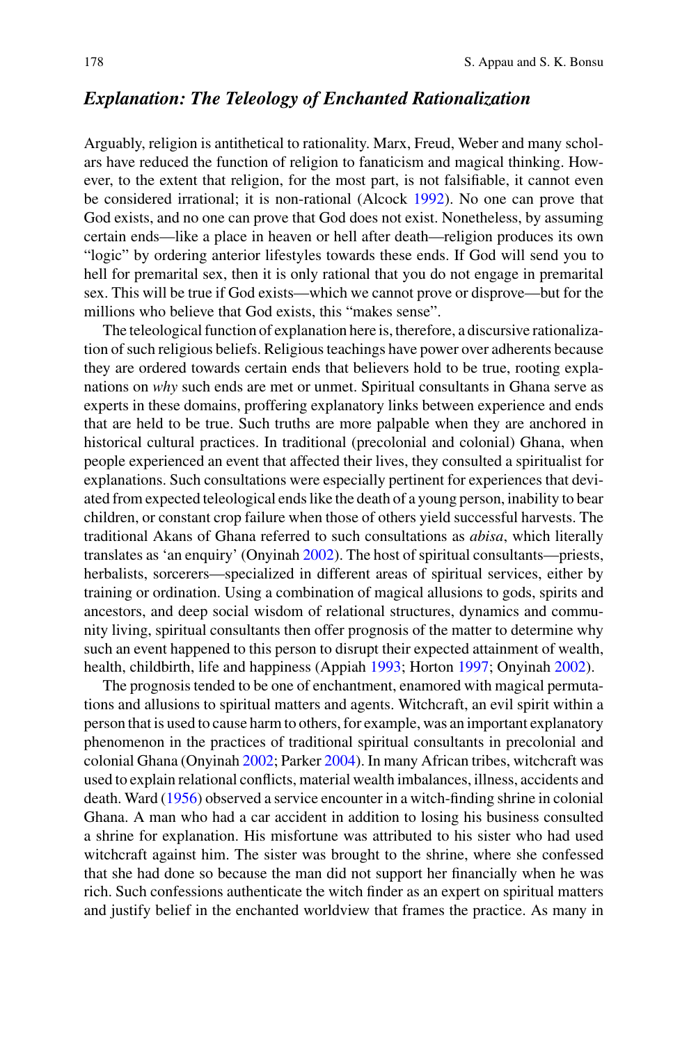### *Explanation: The Teleology of Enchanted Rationalization*

Arguably, religion is antithetical to rationality. Marx, Freud, Weber and many scholars have reduced the function of religion to fanaticism and magical thinking. However, to the extent that religion, for the most part, is not falsifiable, it cannot even be considered irrational; it is non-rational (Alcock 1992). No one can prove that God exists, and no one can prove that God does not exist. Nonetheless, by assuming certain ends—like a place in heaven or hell after death—religion produces its own "logic" by ordering anterior lifestyles towards these ends. If God will send you to hell for premarital sex, then it is only rational that you do not engage in premarital sex. This will be true if God exists—which we cannot prove or disprove—but for the millions who believe that God exists, this "makes sense".

The teleological function of explanation here is, therefore, a discursive rationalization of such religious beliefs. Religious teachings have power over adherents because they are ordered towards certain ends that believers hold to be true, rooting explanations on *why* such ends are met or unmet. Spiritual consultants in Ghana serve as experts in these domains, proffering explanatory links between experience and ends that are held to be true. Such truths are more palpable when they are anchored in historical cultural practices. In traditional (precolonial and colonial) Ghana, when people experienced an event that affected their lives, they consulted a spiritualist for explanations. Such consultations were especially pertinent for experiences that deviated from expected teleological ends like the death of a young person, inability to bear children, or constant crop failure when those of others yield successful harvests. The traditional Akans of Ghana referred to such consultations as *abisa*, which literally translates as 'an enquiry' (Onyinah 2002). The host of spiritual consultants—priests, herbalists, sorcerers—specialized in different areas of spiritual services, either by training or ordination. Using a combination of magical allusions to gods, spirits and ancestors, and deep social wisdom of relational structures, dynamics and community living, spiritual consultants then offer prognosis of the matter to determine why such an event happened to this person to disrupt their expected attainment of wealth, health, childbirth, life and happiness (Appiah 1993; Horton 1997; Onyinah 2002).

The prognosis tended to be one of enchantment, enamored with magical permutations and allusions to spiritual matters and agents. Witchcraft, an evil spirit within a person that is used to cause harm to others, for example, was an important explanatory phenomenon in the practices of traditional spiritual consultants in precolonial and colonial Ghana (Onyinah 2002; Parker 2004). In many African tribes, witchcraft was used to explain relational conflicts, material wealth imbalances, illness, accidents and death. Ward (1956) observed a service encounter in a witch-finding shrine in colonial Ghana. A man who had a car accident in addition to losing his business consulted a shrine for explanation. His misfortune was attributed to his sister who had used witchcraft against him. The sister was brought to the shrine, where she confessed that she had done so because the man did not support her financially when he was rich. Such confessions authenticate the witch finder as an expert on spiritual matters and justify belief in the enchanted worldview that frames the practice. As many in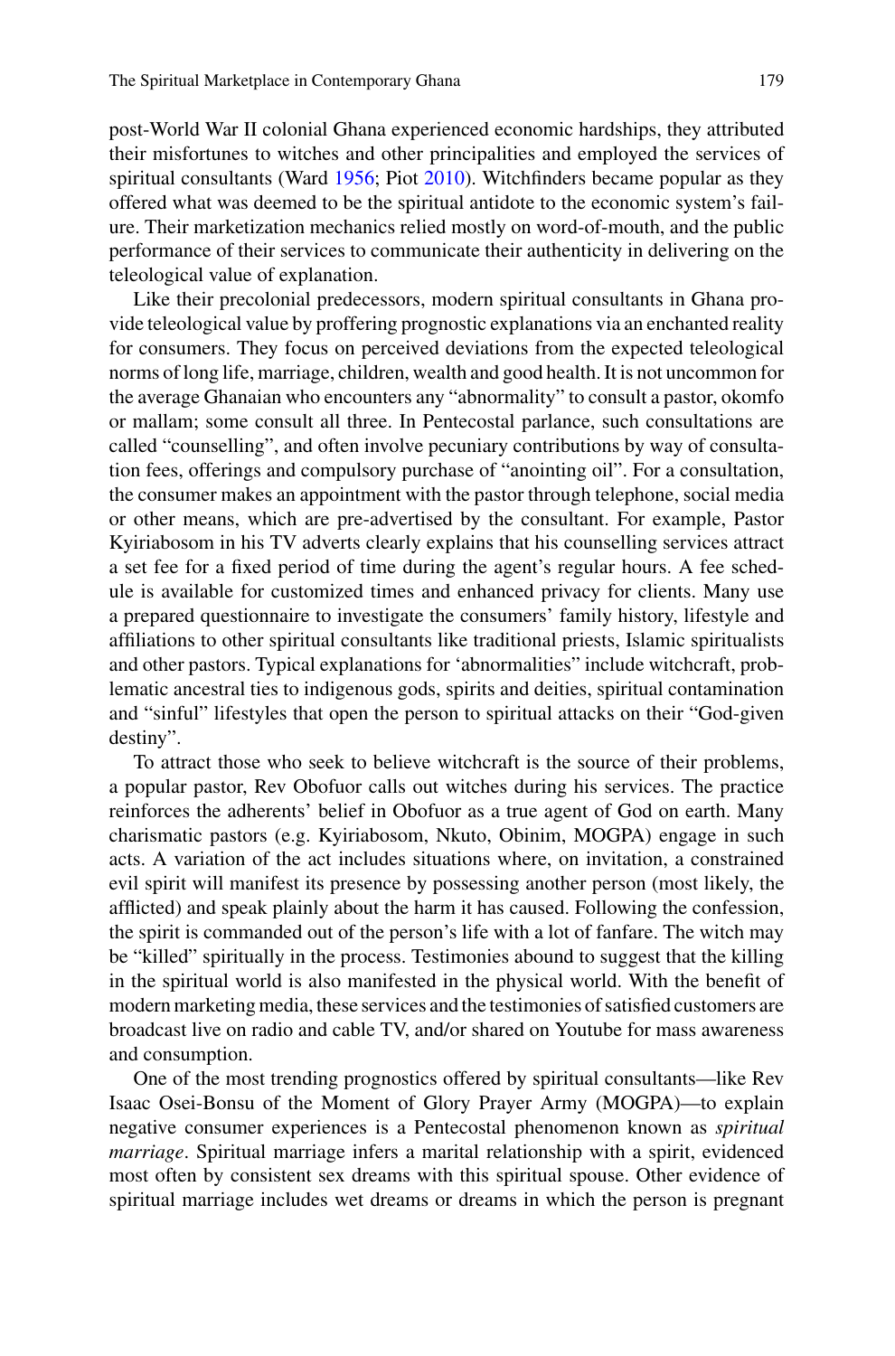post-World War II colonial Ghana experienced economic hardships, they attributed their misfortunes to witches and other principalities and employed the services of spiritual consultants (Ward 1956; Piot 2010). Witchfinders became popular as they offered what was deemed to be the spiritual antidote to the economic system's failure. Their marketization mechanics relied mostly on word-of-mouth, and the public performance of their services to communicate their authenticity in delivering on the teleological value of explanation.

Like their precolonial predecessors, modern spiritual consultants in Ghana provide teleological value by proffering prognostic explanations via an enchanted reality for consumers. They focus on perceived deviations from the expected teleological norms of long life, marriage, children, wealth and good health. It is not uncommon for the average Ghanaian who encounters any "abnormality" to consult a pastor, okomfo or mallam; some consult all three. In Pentecostal parlance, such consultations are called "counselling", and often involve pecuniary contributions by way of consultation fees, offerings and compulsory purchase of "anointing oil". For a consultation, the consumer makes an appointment with the pastor through telephone, social media or other means, which are pre-advertised by the consultant. For example, Pastor Kyiriabosom in his TV adverts clearly explains that his counselling services attract a set fee for a fixed period of time during the agent's regular hours. A fee schedule is available for customized times and enhanced privacy for clients. Many use a prepared questionnaire to investigate the consumers' family history, lifestyle and affiliations to other spiritual consultants like traditional priests, Islamic spiritualists and other pastors. Typical explanations for 'abnormalities" include witchcraft, problematic ancestral ties to indigenous gods, spirits and deities, spiritual contamination and "sinful" lifestyles that open the person to spiritual attacks on their "God-given destiny".

To attract those who seek to believe witchcraft is the source of their problems, a popular pastor, Rev Obofuor calls out witches during his services. The practice reinforces the adherents' belief in Obofuor as a true agent of God on earth. Many charismatic pastors (e.g. Kyiriabosom, Nkuto, Obinim, MOGPA) engage in such acts. A variation of the act includes situations where, on invitation, a constrained evil spirit will manifest its presence by possessing another person (most likely, the afflicted) and speak plainly about the harm it has caused. Following the confession, the spirit is commanded out of the person's life with a lot of fanfare. The witch may be "killed" spiritually in the process. Testimonies abound to suggest that the killing in the spiritual world is also manifested in the physical world. With the benefit of modern marketing media, these services and the testimonies of satisfied customers are broadcast live on radio and cable TV, and/or shared on Youtube for mass awareness and consumption.

One of the most trending prognostics offered by spiritual consultants—like Rev Isaac Osei-Bonsu of the Moment of Glory Prayer Army (MOGPA)—to explain negative consumer experiences is a Pentecostal phenomenon known as *spiritual marriage*. Spiritual marriage infers a marital relationship with a spirit, evidenced most often by consistent sex dreams with this spiritual spouse. Other evidence of spiritual marriage includes wet dreams or dreams in which the person is pregnant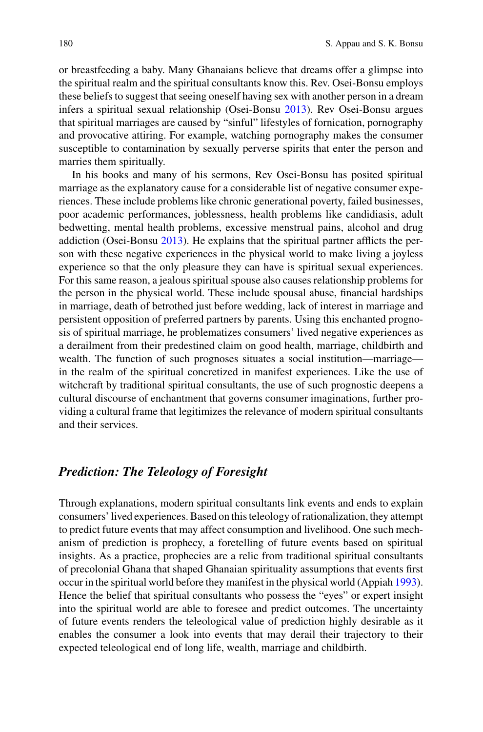or breastfeeding a baby. Many Ghanaians believe that dreams offer a glimpse into the spiritual realm and the spiritual consultants know this. Rev. Osei-Bonsu employs these beliefs to suggest that seeing oneself having sex with another person in a dream infers a spiritual sexual relationship (Osei-Bonsu 2013). Rev Osei-Bonsu argues that spiritual marriages are caused by "sinful" lifestyles of fornication, pornography and provocative attiring. For example, watching pornography makes the consumer susceptible to contamination by sexually perverse spirits that enter the person and marries them spiritually.

In his books and many of his sermons, Rev Osei-Bonsu has posited spiritual marriage as the explanatory cause for a considerable list of negative consumer experiences. These include problems like chronic generational poverty, failed businesses, poor academic performances, joblessness, health problems like candidiasis, adult bedwetting, mental health problems, excessive menstrual pains, alcohol and drug addiction (Osei-Bonsu 2013). He explains that the spiritual partner afflicts the person with these negative experiences in the physical world to make living a joyless experience so that the only pleasure they can have is spiritual sexual experiences. For this same reason, a jealous spiritual spouse also causes relationship problems for the person in the physical world. These include spousal abuse, financial hardships in marriage, death of betrothed just before wedding, lack of interest in marriage and persistent opposition of preferred partners by parents. Using this enchanted prognosis of spiritual marriage, he problematizes consumers' lived negative experiences as a derailment from their predestined claim on good health, marriage, childbirth and wealth. The function of such prognoses situates a social institution—marriage—in the realm of the spiritual concretized in manifest experiences. Like the use of witchcraft by traditional spiritual consultants, the use of such prognostic deepens a cultural discourse of enchantment that governs consumer imaginations, further providing a cultural frame that legitimizes the relevance of modern spiritual consultants and their services.

### *Prediction: The Teleology of Foresight*

Through explanations, modern spiritual consultants link events and ends to explain consumers' lived experiences. Based on this teleology of rationalization, they attempt to predict future events that may affect consumption and livelihood. One such mechanism of prediction is prophecy, a foretelling of future events based on spiritual insights. As a practice, prophecies are a relic from traditional spiritual consultants of precolonial Ghana that shaped Ghanaian spirituality assumptions that events first occur in the spiritual world before they manifest in the physical world (Appiah 1993). Hence the belief that spiritual consultants who possess the "eyes" or expert insight into the spiritual world are able to foresee and predict outcomes. The uncertainty of future events renders the teleological value of prediction highly desirable as it enables the consumer a look into events that may derail their trajectory to their expected teleological end of long life, wealth, marriage and childbirth.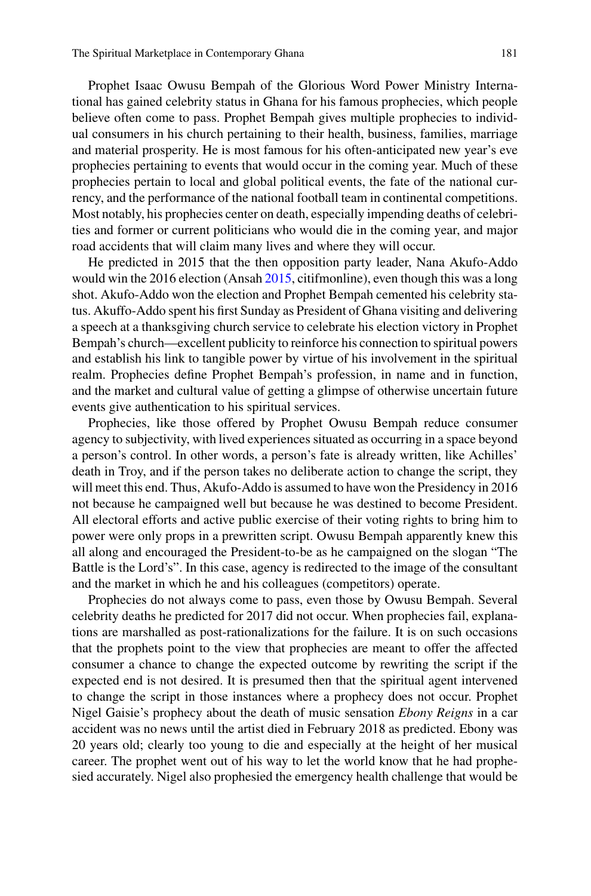Prophet Isaac Owusu Bempah of the Glorious Word Power Ministry International has gained celebrity status in Ghana for his famous prophecies, which people believe often come to pass. Prophet Bempah gives multiple prophecies to individual consumers in his church pertaining to their health, business, families, marriage and material prosperity. He is most famous for his often-anticipated new year's eve prophecies pertaining to events that would occur in the coming year. Much of these prophecies pertain to local and global political events, the fate of the national currency, and the performance of the national football team in continental competitions. Most notably, his prophecies center on death, especially impending deaths of celebrities and former or current politicians who would die in the coming year, and major road accidents that will claim many lives and where they will occur.

He predicted in 2015 that the then opposition party leader, Nana Akufo-Addo would win the 2016 election (Ansah 2015, citifmonline), even though this was a long shot. Akufo-Addo won the election and Prophet Bempah cemented his celebrity status. Akuffo-Addo spent his first Sunday as President of Ghana visiting and delivering a speech at a thanksgiving church service to celebrate his election victory in Prophet Bempah's church—excellent publicity to reinforce his connection to spiritual powers and establish his link to tangible power by virtue of his involvement in the spiritual realm. Prophecies define Prophet Bempah's profession, in name and in function, and the market and cultural value of getting a glimpse of otherwise uncertain future events give authentication to his spiritual services.

Prophecies, like those offered by Prophet Owusu Bempah reduce consumer agency to subjectivity, with lived experiences situated as occurring in a space beyond a person's control. In other words, a person's fate is already written, like Achilles' death in Troy, and if the person takes no deliberate action to change the script, they will meet this end. Thus, Akufo-Addo is assumed to have won the Presidency in 2016 not because he campaigned well but because he was destined to become President. All electoral efforts and active public exercise of their voting rights to bring him to power were only props in a prewritten script. Owusu Bempah apparently knew this all along and encouraged the President-to-be as he campaigned on the slogan "The Battle is the Lord's". In this case, agency is redirected to the image of the consultant and the market in which he and his colleagues (competitors) operate.

Prophecies do not always come to pass, even those by Owusu Bempah. Several celebrity deaths he predicted for 2017 did not occur. When prophecies fail, explanations are marshalled as post-rationalizations for the failure. It is on such occasions that the prophets point to the view that prophecies are meant to offer the affected consumer a chance to change the expected outcome by rewriting the script if the expected end is not desired. It is presumed then that the spiritual agent intervened to change the script in those instances where a prophecy does not occur. Prophet Nigel Gaisie's prophecy about the death of music sensation *Ebony Reigns* in a car accident was no news until the artist died in February 2018 as predicted. Ebony was 20 years old; clearly too young to die and especially at the height of her musical career. The prophet went out of his way to let the world know that he had prophesied accurately. Nigel also prophesied the emergency health challenge that would be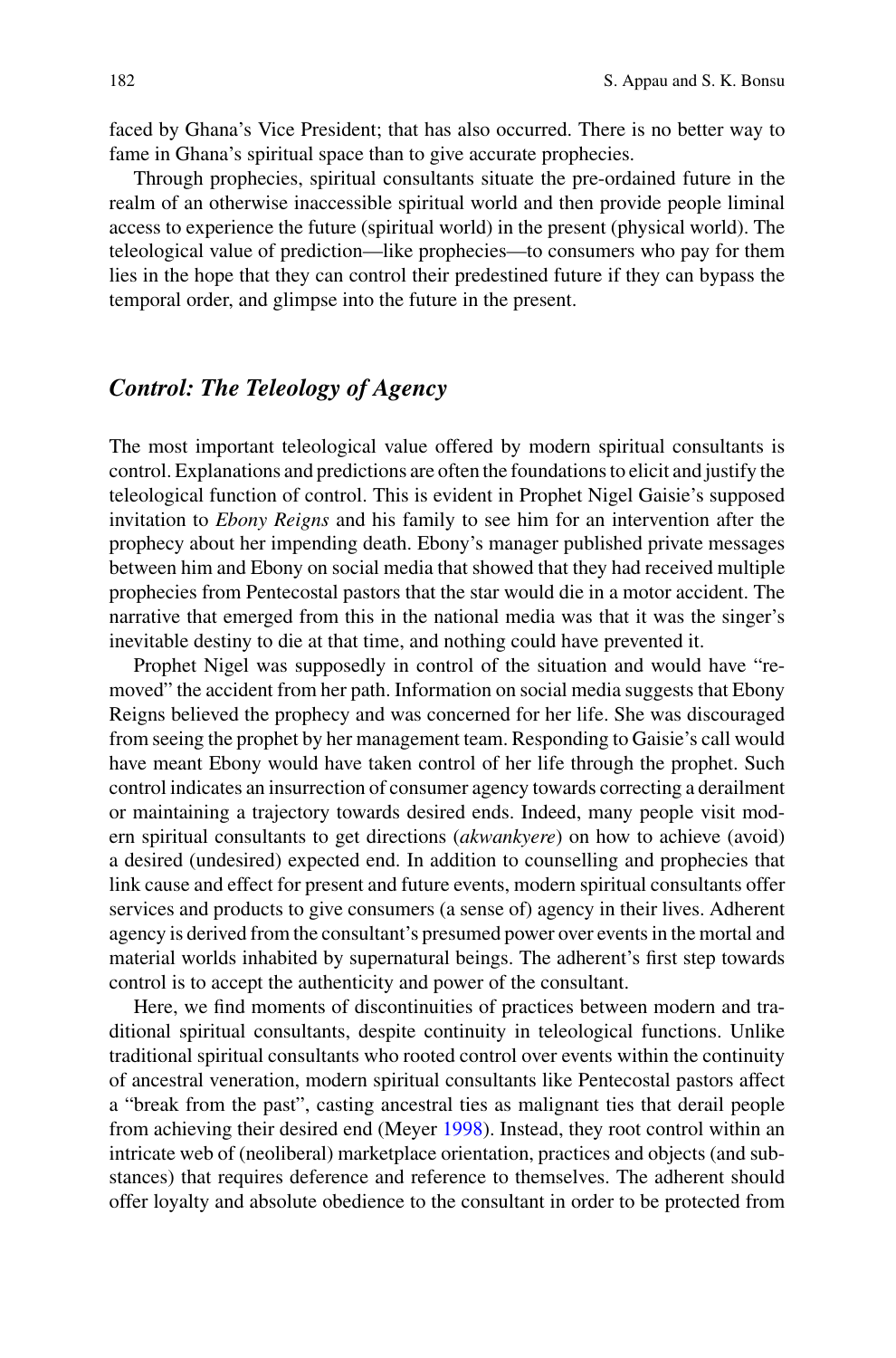faced by Ghana's Vice President; that has also occurred. There is no better way to fame in Ghana's spiritual space than to give accurate prophecies.

Through prophecies, spiritual consultants situate the pre-ordained future in the realm of an otherwise inaccessible spiritual world and then provide people liminal access to experience the future (spiritual world) in the present (physical world). The teleological value of prediction—like prophecies—to consumers who pay for them lies in the hope that they can control their predestined future if they can bypass the temporal order, and glimpse into the future in the present.

## *Control: The Teleology of Agency*

The most important teleological value offered by modern spiritual consultants is control. Explanations and predictions are often the foundations to elicit and justify the teleological function of control. This is evident in Prophet Nigel Gaisie's supposed invitation to *Ebony Reigns* and his family to see him for an intervention after the prophecy about her impending death. Ebony's manager published private messages between him and Ebony on social media that showed that they had received multiple prophecies from Pentecostal pastors that the star would die in a motor accident. The narrative that emerged from this in the national media was that it was the singer's inevitable destiny to die at that time, and nothing could have prevented it.

Prophet Nigel was supposedly in control of the situation and would have "removed" the accident from her path. Information on social media suggests that Ebony Reigns believed the prophecy and was concerned for her life. She was discouraged from seeing the prophet by her management team. Responding to Gaisie's call would have meant Ebony would have taken control of her life through the prophet. Such control indicates an insurrection of consumer agency towards correcting a derailment or maintaining a trajectory towards desired ends. Indeed, many people visit modern spiritual consultants to get directions (*akwankyere*) on how to achieve (avoid) a desired (undesired) expected end. In addition to counselling and prophecies that link cause and effect for present and future events, modern spiritual consultants offer services and products to give consumers (a sense of) agency in their lives. Adherent agency is derived from the consultant's presumed power over events in the mortal and material worlds inhabited by supernatural beings. The adherent's first step towards control is to accept the authenticity and power of the consultant.

Here, we find moments of discontinuities of practices between modern and traditional spiritual consultants, despite continuity in teleological functions. Unlike traditional spiritual consultants who rooted control over events within the continuity of ancestral veneration, modern spiritual consultants like Pentecostal pastors affect a "break from the past", casting ancestral ties as malignant ties that derail people from achieving their desired end (Meyer 1998). Instead, they root control within an intricate web of (neoliberal) marketplace orientation, practices and objects (and substances) that requires deference and reference to themselves. The adherent should offer loyalty and absolute obedience to the consultant in order to be protected from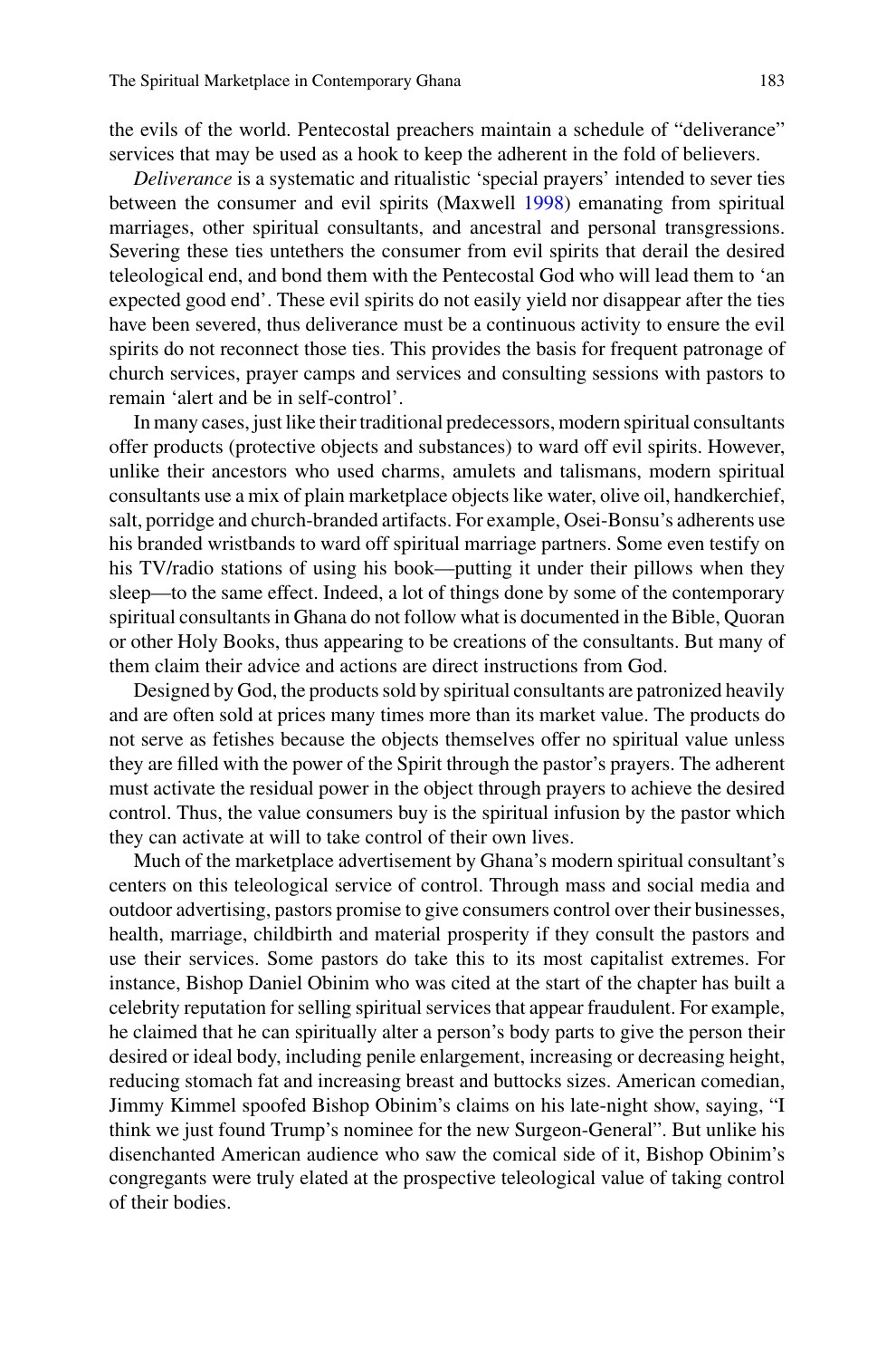the evils of the world. Pentecostal preachers maintain a schedule of "deliverance" services that may be used as a hook to keep the adherent in the fold of believers.

*Deliverance* is a systematic and ritualistic 'special prayers' intended to sever ties between the consumer and evil spirits (Maxwell 1998) emanating from spiritual marriages, other spiritual consultants, and ancestral and personal transgressions. Severing these ties untethers the consumer from evil spirits that derail the desired teleological end, and bond them with the Pentecostal God who will lead them to 'an expected good end'. These evil spirits do not easily yield nor disappear after the ties have been severed, thus deliverance must be a continuous activity to ensure the evil spirits do not reconnect those ties. This provides the basis for frequent patronage of church services, prayer camps and services and consulting sessions with pastors to remain 'alert and be in self-control'.

In many cases, just like their traditional predecessors, modern spiritual consultants offer products (protective objects and substances) to ward off evil spirits. However, unlike their ancestors who used charms, amulets and talismans, modern spiritual consultants use a mix of plain marketplace objects like water, olive oil, handkerchief, salt, porridge and church-branded artifacts. For example, Osei-Bonsu's adherents use his branded wristbands to ward off spiritual marriage partners. Some even testify on his TV/radio stations of using his book—putting it under their pillows when they sleep—to the same effect. Indeed, a lot of things done by some of the contemporary spiritual consultants in Ghana do not follow what is documented in the Bible, Quoran or other Holy Books, thus appearing to be creations of the consultants. But many of them claim their advice and actions are direct instructions from God.

Designed by God, the products sold by spiritual consultants are patronized heavily and are often sold at prices many times more than its market value. The products do not serve as fetishes because the objects themselves offer no spiritual value unless they are filled with the power of the Spirit through the pastor's prayers. The adherent must activate the residual power in the object through prayers to achieve the desired control. Thus, the value consumers buy is the spiritual infusion by the pastor which they can activate at will to take control of their own lives.

Much of the marketplace advertisement by Ghana's modern spiritual consultant's centers on this teleological service of control. Through mass and social media and outdoor advertising, pastors promise to give consumers control over their businesses, health, marriage, childbirth and material prosperity if they consult the pastors and use their services. Some pastors do take this to its most capitalist extremes. For instance, Bishop Daniel Obinim who was cited at the start of the chapter has built a celebrity reputation for selling spiritual services that appear fraudulent. For example, he claimed that he can spiritually alter a person's body parts to give the person their desired or ideal body, including penile enlargement, increasing or decreasing height, reducing stomach fat and increasing breast and buttocks sizes. American comedian, Jimmy Kimmel spoofed Bishop Obinim's claims on his late-night show, saying, "I think we just found Trump's nominee for the new Surgeon-General". But unlike his disenchanted American audience who saw the comical side of it, Bishop Obinim's congregants were truly elated at the prospective teleological value of taking control of their bodies.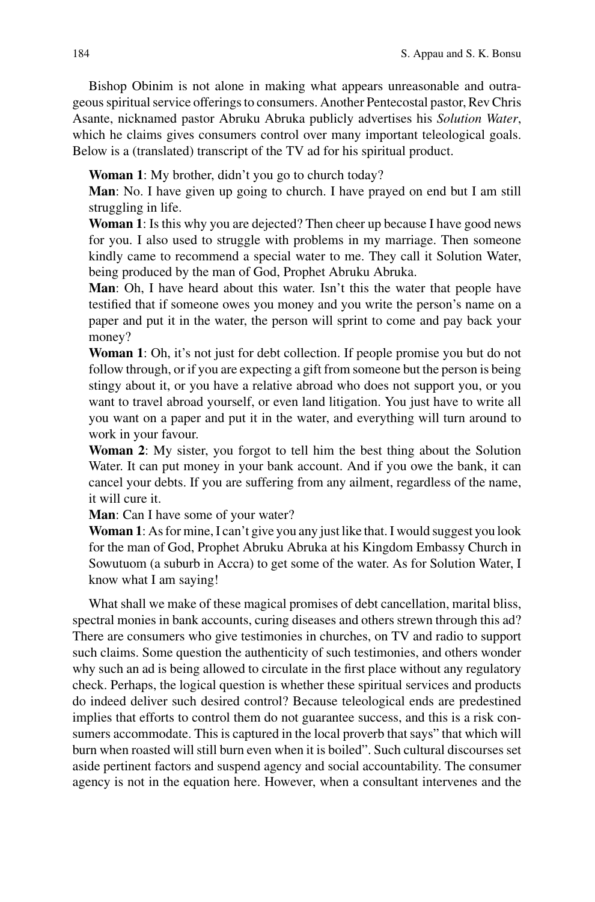Bishop Obinim is not alone in making what appears unreasonable and outrageous spiritual service offerings to consumers. Another Pentecostal pastor, Rev Chris Asante, nicknamed pastor Abruku Abruka publicly advertises his *Solution Water*, which he claims gives consumers control over many important teleological goals. Below is a (translated) transcript of the TV ad for his spiritual product.

**Woman 1**: My brother, didn't you go to church today?

**Man**: No. I have given up going to church. I have prayed on end but I am still struggling in life.

**Woman 1**: Is this why you are dejected? Then cheer up because I have good news for you. I also used to struggle with problems in my marriage. Then someone kindly came to recommend a special water to me. They call it Solution Water, being produced by the man of God, Prophet Abruku Abruka.

**Man**: Oh, I have heard about this water. Isn't this the water that people have testified that if someone owes you money and you write the person's name on a paper and put it in the water, the person will sprint to come and pay back your money?

**Woman 1**: Oh, it's not just for debt collection. If people promise you but do not follow through, or if you are expecting a gift from someone but the person is being stingy about it, or you have a relative abroad who does not support you, or you want to travel abroad yourself, or even land litigation. You just have to write all you want on a paper and put it in the water, and everything will turn around to work in your favour.

**Woman 2**: My sister, you forgot to tell him the best thing about the Solution Water. It can put money in your bank account. And if you owe the bank, it can cancel your debts. If you are suffering from any ailment, regardless of the name, it will cure it.

**Man**: Can I have some of your water?

**Woman 1**: As for mine, I can't give you any just like that. I would suggest you look for the man of God, Prophet Abruku Abruka at his Kingdom Embassy Church in Sowutuom (a suburb in Accra) to get some of the water. As for Solution Water, I know what I am saying!

What shall we make of these magical promises of debt cancellation, marital bliss, spectral monies in bank accounts, curing diseases and others strewn through this ad? There are consumers who give testimonies in churches, on TV and radio to support such claims. Some question the authenticity of such testimonies, and others wonder why such an ad is being allowed to circulate in the first place without any regulatory check. Perhaps, the logical question is whether these spiritual services and products do indeed deliver such desired control? Because teleological ends are predestined implies that efforts to control them do not guarantee success, and this is a risk consumers accommodate. This is captured in the local proverb that says" that which will burn when roasted will still burn even when it is boiled". Such cultural discourses set aside pertinent factors and suspend agency and social accountability. The consumer agency is not in the equation here. However, when a consultant intervenes and the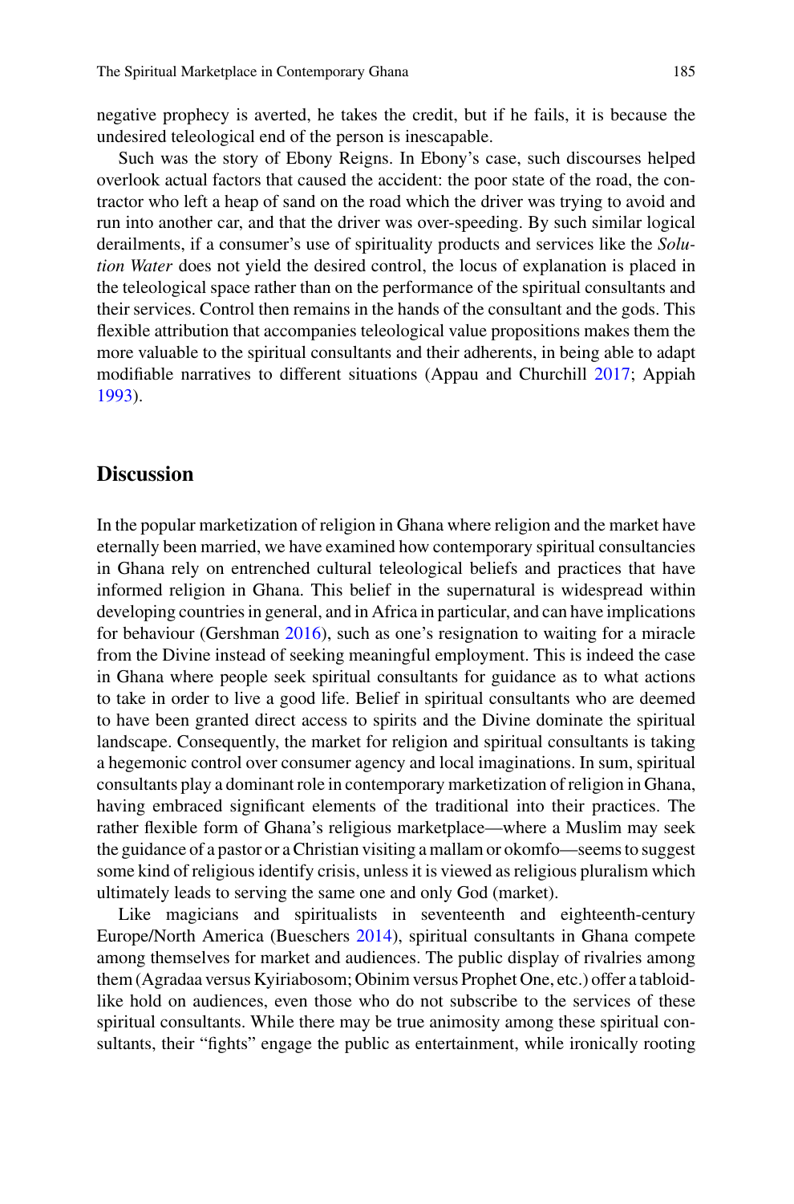negative prophecy is averted, he takes the credit, but if he fails, it is because the undesired teleological end of the person is inescapable.

Such was the story of Ebony Reigns. In Ebony's case, such discourses helped overlook actual factors that caused the accident: the poor state of the road, the contractor who left a heap of sand on the road which the driver was trying to avoid and run into another car, and that the driver was over-speeding. By such similar logical derailments, if a consumer's use of spirituality products and services like the *Solution Water* does not yield the desired control, the locus of explanation is placed in the teleological space rather than on the performance of the spiritual consultants and their services. Control then remains in the hands of the consultant and the gods. This flexible attribution that accompanies teleological value propositions makes them the more valuable to the spiritual consultants and their adherents, in being able to adapt modifiable narratives to different situations (Appau and Churchill 2017; Appiah 1993).

## Discussion

In the popular marketization of religion in Ghana where religion and the market have eternally been married, we have examined how contemporary spiritual consultancies in Ghana rely on entrenched cultural teleological beliefs and practices that have informed religion in Ghana. This belief in the supernatural is widespread within developing countries in general, and in Africa in particular, and can have implications for behaviour (Gershman 2016), such as one's resignation to waiting for a miracle from the Divine instead of seeking meaningful employment. This is indeed the case in Ghana where people seek spiritual consultants for guidance as to what actions to take in order to live a good life. Belief in spiritual consultants who are deemed to have been granted direct access to spirits and the Divine dominate the spiritual landscape. Consequently, the market for religion and spiritual consultants is taking a hegemonic control over consumer agency and local imaginations. In sum, spiritual consultants play a dominant role in contemporary marketization of religion in Ghana, having embraced significant elements of the traditional into their practices. The rather flexible form of Ghana's religious marketplace—where a Muslim may seek the guidance of a pastor or a Christian visiting a mallam or okomfo—seems to suggest some kind of religious identify crisis, unless it is viewed as religious pluralism which ultimately leads to serving the same one and only God (market).

Like magicians and spiritualists in seventeenth and eighteenth-century Europe/North America (Bueschers 2014), spiritual consultants in Ghana compete among themselves for market and audiences. The public display of rivalries among them (Agradaa versus Kyiriabosom; Obinim versus Prophet One, etc.) offer a tabloid-like hold on audiences, even those who do not subscribe to the services of these spiritual consultants. While there may be true animosity among these spiritual consultants, their "fights" engage the public as entertainment, while ironically rooting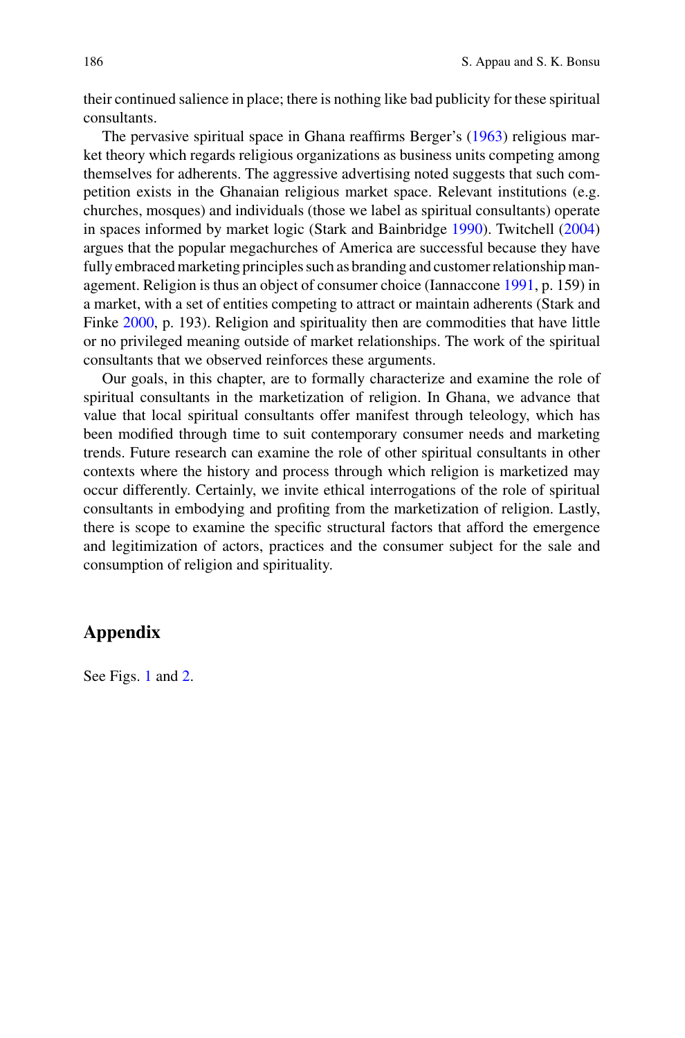their continued salience in place; there is nothing like bad publicity for these spiritual consultants.

The pervasive spiritual space in Ghana reaffirms Berger's (1963) religious market theory which regards religious organizations as business units competing among themselves for adherents. The aggressive advertising noted suggests that such competition exists in the Ghanaian religious market space. Relevant institutions (e.g. churches, mosques) and individuals (those we label as spiritual consultants) operate in spaces informed by market logic (Stark and Bainbridge 1990). Twitchell (2004) argues that the popular megachurches of America are successful because they have fully embraced marketing principles such as branding and customer relationship management. Religion is thus an object of consumer choice (Iannaccone 1991, p. 159) in a market, with a set of entities competing to attract or maintain adherents (Stark and Finke 2000, p. 193). Religion and spirituality then are commodities that have little or no privileged meaning outside of market relationships. The work of the spiritual consultants that we observed reinforces these arguments.

Our goals, in this chapter, are to formally characterize and examine the role of spiritual consultants in the marketization of religion. In Ghana, we advance that value that local spiritual consultants offer manifest through teleology, which has been modified through time to suit contemporary consumer needs and marketing trends. Future research can examine the role of other spiritual consultants in other contexts where the history and process through which religion is marketized may occur differently. Certainly, we invite ethical interrogations of the role of spiritual consultants in embodying and profiting from the marketization of religion. Lastly, there is scope to examine the specific structural factors that afford the emergence and legitimization of actors, practices and the consumer subject for the sale and consumption of religion and spirituality.

## Appendix

See Figs. 1 and 2.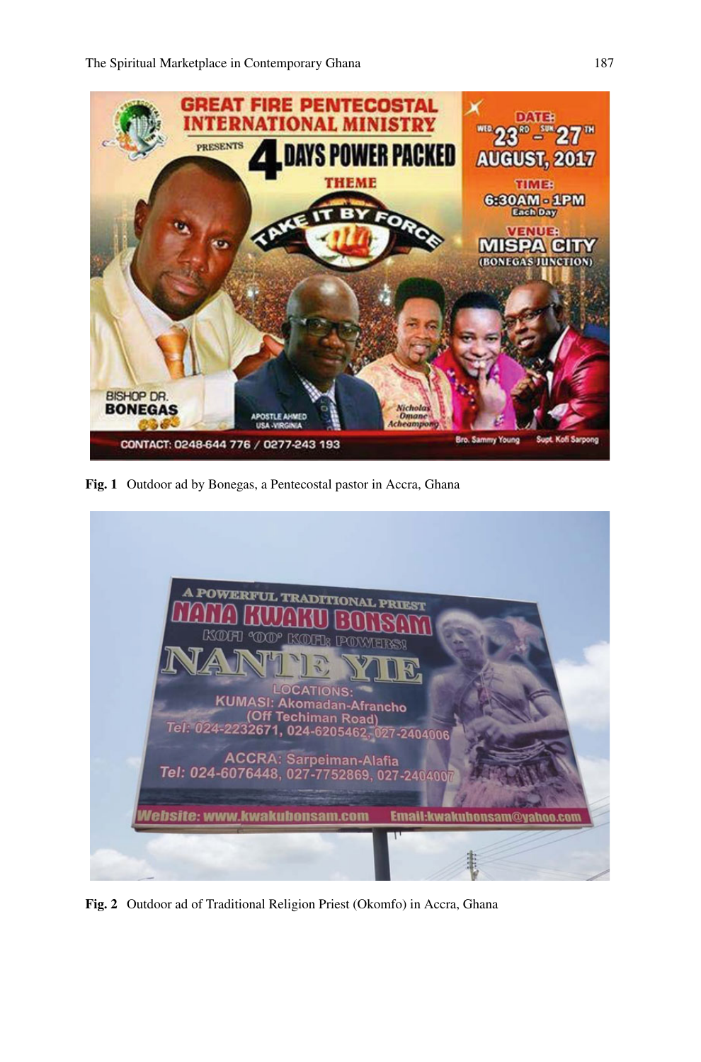Fig. 1 Outdoor ad by Bonegas, a Pentecostal pastor in Accra, Ghana

Fig. 2 Outdoor ad of Traditional Religion Priest (Okomfo) in Accra, Ghana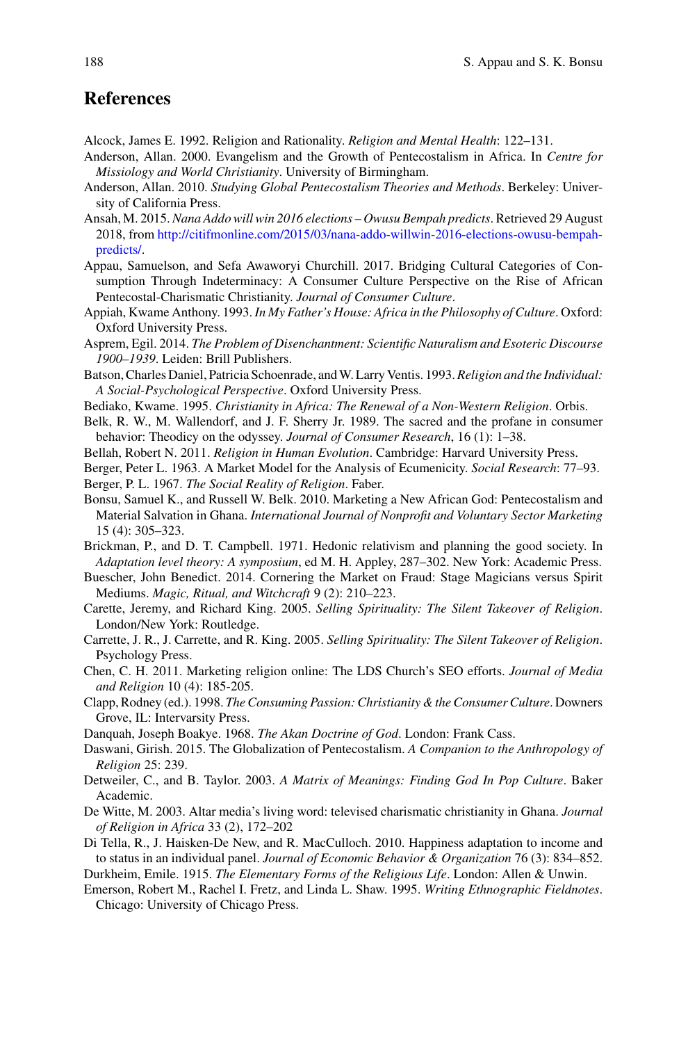## References

Alcock, James E. 1992. Religion and Rationality. *Religion and Mental Health*: 122–131.

Anderson, Allan. 2000. Evangelism and the Growth of Pentecostalism in Africa. In *Centre for Missiology and World Christianity*. University of Birmingham.

Anderson, Allan. 2010. *Studying Global Pentecostalism Theories and Methods*. Berkeley: University of California Press.

Ansah, M. 2015. *Nana Addo will win 2016 elections – Owusu Bempah predicts*. Retrieved 29 August 2018, from http://citifmonline.com/2015/03/nana-addo-willwin-2016-elections-owusu-bempah-predicts/.

Appau, Samuelson, and Sefa Awaworyi Churchill. 2017. Bridging Cultural Categories of Consumption Through Indeterminacy: A Consumer Culture Perspective on the Rise of African Pentecostal-Charismatic Christianity. *Journal of Consumer Culture*.

Appiah, Kwame Anthony. 1993. *In My Father's House: Africa in the Philosophy of Culture*. Oxford: Oxford University Press.

Asprem, Egil. 2014. *The Problem of Disenchantment: Scientific Naturalism and Esoteric Discourse 1900–1939*. Leiden: Brill Publishers.

Batson, Charles Daniel, Patricia Schoenrade, and W. Larry Ventis. 1993. *Religion and the Individual: A Social-Psychological Perspective*. Oxford University Press.

Bediako, Kwame. 1995. *Christianity in Africa: The Renewal of a Non-Western Religion*. Orbis.

Belk, R. W., M. Wallendorf, and J. F. Sherry Jr. 1989. The sacred and the profane in consumer behavior: Theodicy on the odyssey. *Journal of Consumer Research*, 16 (1): 1–38.

Bellah, Robert N. 2011. *Religion in Human Evolution*. Cambridge: Harvard University Press.

Berger, Peter L. 1963. A Market Model for the Analysis of Ecumenicity. *Social Research*: 77–93.

Berger, P. L. 1967. *The Social Reality of Religion*. Faber.

Bonsu, Samuel K., and Russell W. Belk. 2010. Marketing a New African God: Pentecostalism and Material Salvation in Ghana. *International Journal of Nonprofit and Voluntary Sector Marketing* 15 (4): 305–323.

Brickman, P., and D. T. Campbell. 1971. Hedonic relativism and planning the good society. In *Adaptation level theory: A symposium*, ed M. H. Appley, 287–302. New York: Academic Press.

Buescher, John Benedict. 2014. Cornering the Market on Fraud: Stage Magicians versus Spirit Mediums. *Magic, Ritual, and Witchcraft* 9 (2): 210–223.

Carette, Jeremy, and Richard King. 2005. *Selling Spirituality: The Silent Takeover of Religion*. London/New York: Routledge.

Carrette, J. R., J. Carrette, and R. King. 2005. *Selling Spirituality: The Silent Takeover of Religion*. Psychology Press.

Chen, C. H. 2011. Marketing religion online: The LDS Church's SEO efforts. *Journal of Media and Religion* 10 (4): 185-205.

Clapp, Rodney (ed.). 1998. *The Consuming Passion: Christianity & the Consumer Culture*. Downers Grove, IL: Intervarsity Press.

Danquah, Joseph Boakye. 1968. *The Akan Doctrine of God*. London: Frank Cass.

Daswani, Girish. 2015. The Globalization of Pentecostalism. *A Companion to the Anthropology of Religion* 25: 239.

Detweiler, C., and B. Taylor. 2003. *A Matrix of Meanings: Finding God In Pop Culture*. Baker Academic.

De Witte, M. 2003. Altar media's living word: televised charismatic christianity in Ghana. *Journal of Religion in Africa* 33 (2), 172–202

Di Tella, R., J. Haisken-De New, and R. MacCulloch. 2010. Happiness adaptation to income and to status in an individual panel. *Journal of Economic Behavior & Organization* 76 (3): 834–852.

Durkheim, Emile. 1915. *The Elementary Forms of the Religious Life*. London: Allen & Unwin.

Emerson, Robert M., Rachel I. Fretz, and Linda L. Shaw. 1995. *Writing Ethnographic Fieldnotes*. Chicago: University of Chicago Press.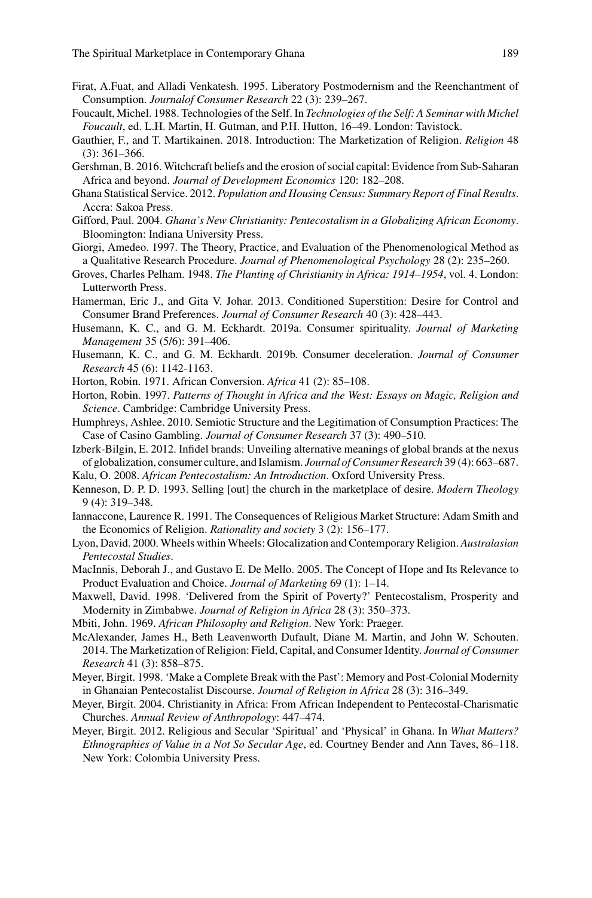Firat, A.Fuat, and Alladi Venkatesh. 1995. Liberatory Postmodernism and the Reenchantment of Consumption. *Journalof Consumer Research* 22 (3): 239–267.

Foucault, Michel. 1988. Technologies of the Self. In *Technologies of the Self: A Seminar with Michel Foucault*, ed. L.H. Martin, H. Gutman, and P.H. Hutton, 16–49. London: Tavistock.

Gauthier, F., and T. Martikainen. 2018. Introduction: The Marketization of Religion. *Religion* 48 (3): 361–366.

Gershman, B. 2016. Witchcraft beliefs and the erosion of social capital: Evidence from Sub-Saharan Africa and beyond. *Journal of Development Economics* 120: 182–208.

Ghana Statistical Service. 2012. *Population and Housing Census: Summary Report of Final Results*. Accra: Sakoa Press.

Gifford, Paul. 2004. *Ghana's New Christianity: Pentecostalism in a Globalizing African Economy*. Bloomington: Indiana University Press.

Giorgi, Amedeo. 1997. The Theory, Practice, and Evaluation of the Phenomenological Method as a Qualitative Research Procedure. *Journal of Phenomenological Psychology* 28 (2): 235–260.

Groves, Charles Pelham. 1948. *The Planting of Christianity in Africa: 1914–1954*, vol. 4. London: Lutterworth Press.

Hamerman, Eric J., and Gita V. Johar. 2013. Conditioned Superstition: Desire for Control and Consumer Brand Preferences. *Journal of Consumer Research* 40 (3): 428–443.

Husemann, K. C., and G. M. Eckhardt. 2019a. Consumer spirituality. *Journal of Marketing Management* 35 (5/6): 391–406.

Husemann, K. C., and G. M. Eckhardt. 2019b. Consumer deceleration. *Journal of Consumer Research* 45 (6): 1142-1163.

Horton, Robin. 1971. African Conversion. *Africa* 41 (2): 85–108.

Horton, Robin. 1997. *Patterns of Thought in Africa and the West: Essays on Magic, Religion and Science*. Cambridge: Cambridge University Press.

Humphreys, Ashlee. 2010. Semiotic Structure and the Legitimation of Consumption Practices: The Case of Casino Gambling. *Journal of Consumer Research* 37 (3): 490–510.

Izberk-Bilgin, E. 2012. Infidel brands: Unveiling alternative meanings of global brands at the nexus of globalization, consumer culture, and Islamism. *Journal of Consumer Research* 39 (4): 663–687.

Kalu, O. 2008. *African Pentecostalism: An Introduction*. Oxford University Press.

Kenneson, D. P. D. 1993. Selling [out] the church in the marketplace of desire. *Modern Theology* 9 (4): 319–348.

Iannaccone, Laurence R. 1991. The Consequences of Religious Market Structure: Adam Smith and the Economics of Religion. *Rationality and society* 3 (2): 156–177.

Lyon, David. 2000. Wheels within Wheels: Glocalization and Contemporary Religion. *Australasian Pentecostal Studies*.

MacInnis, Deborah J., and Gustavo E. De Mello. 2005. The Concept of Hope and Its Relevance to Product Evaluation and Choice. *Journal of Marketing* 69 (1): 1–14.

Maxwell, David. 1998. 'Delivered from the Spirit of Poverty?' Pentecostalism, Prosperity and Modernity in Zimbabwe. *Journal of Religion in Africa* 28 (3): 350–373.

Mbiti, John. 1969. *African Philosophy and Religion*. New York: Praeger.

McAlexander, James H., Beth Leavenworth Dufault, Diane M. Martin, and John W. Schouten. 2014. The Marketization of Religion: Field, Capital, and Consumer Identity. *Journal of Consumer Research* 41 (3): 858–875.

Meyer, Birgit. 1998. 'Make a Complete Break with the Past': Memory and Post-Colonial Modernity in Ghanaian Pentecostalist Discourse. *Journal of Religion in Africa* 28 (3): 316–349.

Meyer, Birgit. 2004. Christianity in Africa: From African Independent to Pentecostal-Charismatic Churches. *Annual Review of Anthropology*: 447–474.

Meyer, Birgit. 2012. Religious and Secular 'Spiritual' and 'Physical' in Ghana. In *What Matters? Ethnographies of Value in a Not So Secular Age*, ed. Courtney Bender and Ann Taves, 86–118. New York: Colombia University Press.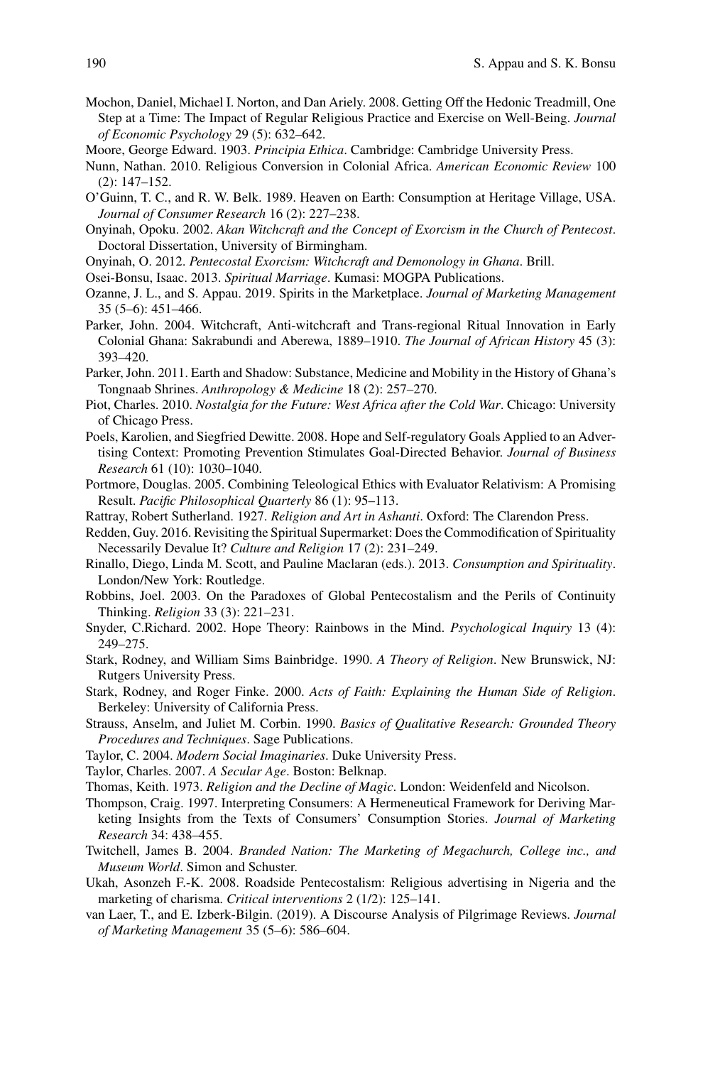Mochon, Daniel, Michael I. Norton, and Dan Ariely. 2008. Getting Off the Hedonic Treadmill, One Step at a Time: The Impact of Regular Religious Practice and Exercise on Well-Being. *Journal of Economic Psychology* 29 (5): 632–642.

Moore, George Edward. 1903. *Principia Ethica*. Cambridge: Cambridge University Press.

Nunn, Nathan. 2010. Religious Conversion in Colonial Africa. *American Economic Review* 100 (2): 147–152.

O'Guinn, T. C., and R. W. Belk. 1989. Heaven on Earth: Consumption at Heritage Village, USA. *Journal of Consumer Research* 16 (2): 227–238.

Onyinah, Opoku. 2002. *Akan Witchcraft and the Concept of Exorcism in the Church of Pentecost*. Doctoral Dissertation, University of Birmingham.

Onyinah, O. 2012. *Pentecostal Exorcism: Witchcraft and Demonology in Ghana*. Brill.

Osei-Bonsu, Isaac. 2013. *Spiritual Marriage*. Kumasi: MOGPA Publications.

Ozanne, J. L., and S. Appau. 2019. Spirits in the Marketplace. *Journal of Marketing Management* 35 (5–6): 451–466.

Parker, John. 2004. Witchcraft, Anti-witchcraft and Trans-regional Ritual Innovation in Early Colonial Ghana: Sakrabundi and Aberewa, 1889–1910. *The Journal of African History* 45 (3): 393–420.

Parker, John. 2011. Earth and Shadow: Substance, Medicine and Mobility in the History of Ghana's Tongnaab Shrines. *Anthropology & Medicine* 18 (2): 257–270.

Piot, Charles. 2010. *Nostalgia for the Future: West Africa after the Cold War*. Chicago: University of Chicago Press.

Poels, Karolien, and Siegfried Dewitte. 2008. Hope and Self-regulatory Goals Applied to an Advertising Context: Promoting Prevention Stimulates Goal-Directed Behavior. *Journal of Business Research* 61 (10): 1030–1040.

Portmore, Douglas. 2005. Combining Teleological Ethics with Evaluator Relativism: A Promising Result. *Pacific Philosophical Quarterly* 86 (1): 95–113.

Rattray, Robert Sutherland. 1927. *Religion and Art in Ashanti*. Oxford: The Clarendon Press.

Redden, Guy. 2016. Revisiting the Spiritual Supermarket: Does the Commodification of Spirituality Necessarily Devalue It? *Culture and Religion* 17 (2): 231–249.

Rinallo, Diego, Linda M. Scott, and Pauline Maclaran (eds.). 2013. *Consumption and Spirituality*. London/New York: Routledge.

Robbins, Joel. 2003. On the Paradoxes of Global Pentecostalism and the Perils of Continuity Thinking. *Religion* 33 (3): 221–231.

Snyder, C.Richard. 2002. Hope Theory: Rainbows in the Mind. *Psychological Inquiry* 13 (4): 249–275.

Stark, Rodney, and William Sims Bainbridge. 1990. *A Theory of Religion*. New Brunswick, NJ: Rutgers University Press.

Stark, Rodney, and Roger Finke. 2000. *Acts of Faith: Explaining the Human Side of Religion*. Berkeley: University of California Press.

Strauss, Anselm, and Juliet M. Corbin. 1990. *Basics of Qualitative Research: Grounded Theory Procedures and Techniques*. Sage Publications.

Taylor, C. 2004. *Modern Social Imaginaries*. Duke University Press.

Taylor, Charles. 2007. *A Secular Age*. Boston: Belknap.

Thomas, Keith. 1973. *Religion and the Decline of Magic*. London: Weidenfeld and Nicolson.

Thompson, Craig. 1997. Interpreting Consumers: A Hermeneutical Framework for Deriving Marketing Insights from the Texts of Consumers' Consumption Stories. *Journal of Marketing Research* 34: 438–455.

Twitchell, James B. 2004. *Branded Nation: The Marketing of Megachurch, College inc., and Museum World*. Simon and Schuster.

Ukah, Asonzeh F.-K. 2008. Roadside Pentecostalism: Religious advertising in Nigeria and the marketing of charisma. *Critical interventions* 2 (1/2): 125–141.

van Laer, T., and E. Izberk-Bilgin. (2019). A Discourse Analysis of Pilgrimage Reviews. *Journal of Marketing Management* 35 (5–6): 586–604.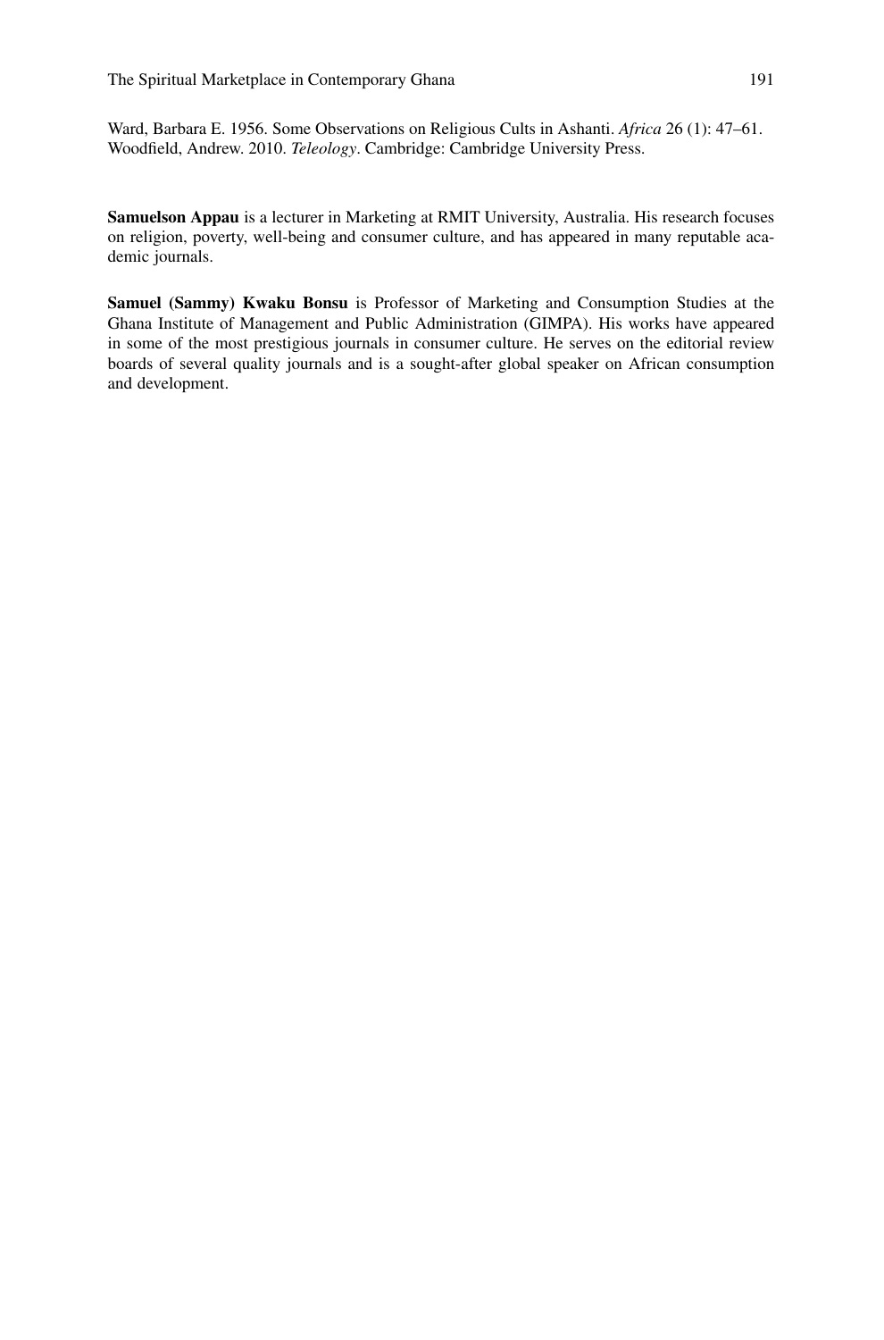Ward, Barbara E. 1956. Some Observations on Religious Cults in Ashanti. *Africa* 26 (1): 47–61.
Woodfield, Andrew. 2010. *Teleology*. Cambridge: Cambridge University Press.

**Samuelson Appau** is a lecturer in Marketing at RMIT University, Australia. His research focuses on religion, poverty, well-being and consumer culture, and has appeared in many reputable academic journals.

**Samuel (Sammy) Kwaku Bonsu** is Professor of Marketing and Consumption Studies at the Ghana Institute of Management and Public Administration (GIMPA). His works have appeared in some of the most prestigious journals in consumer culture. He serves on the editorial review boards of several quality journals and is a sought-after global speaker on African consumption and development.